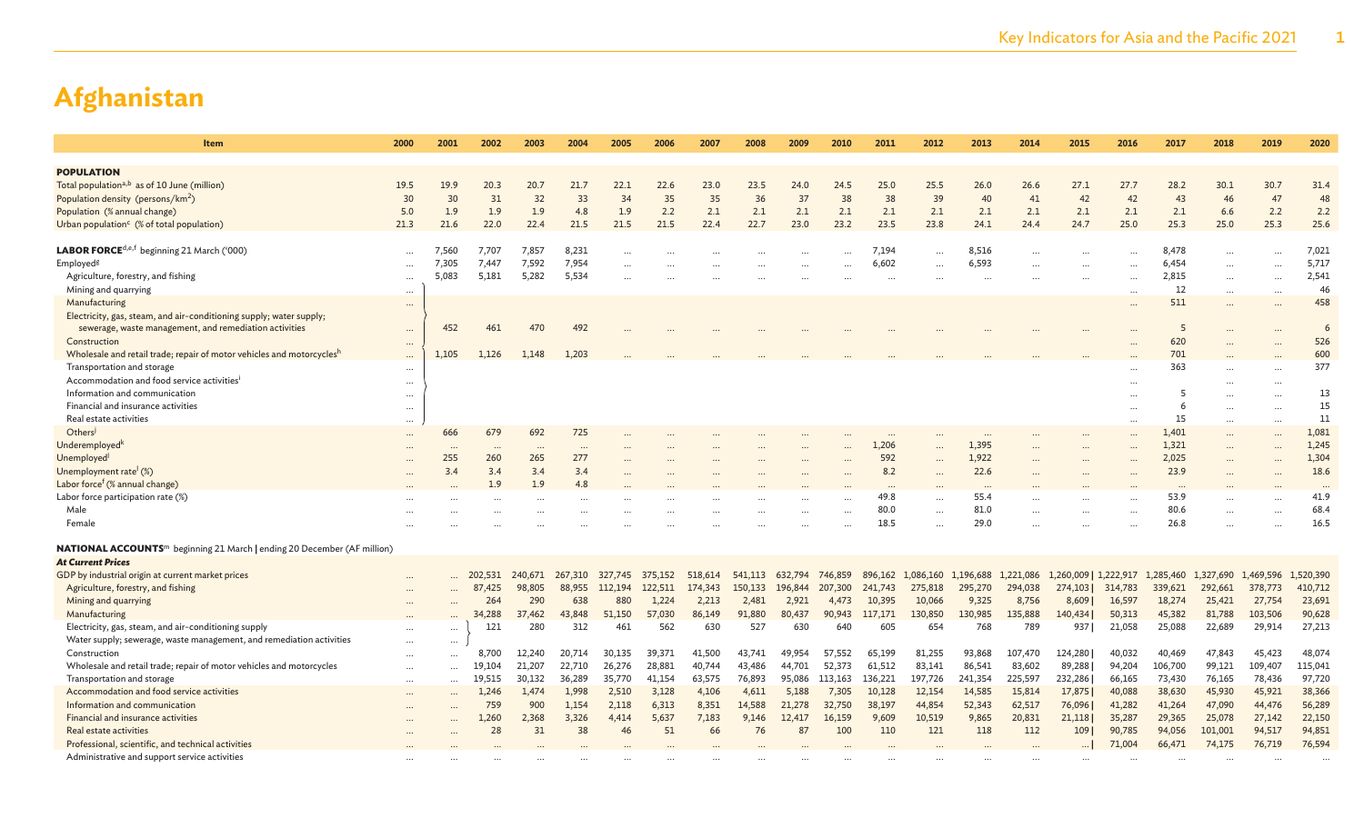# Afghanistan

| Item | 2000 | 2001 | 2002 | 2003 | 2004 | 2005 | 2006 | 2007 | 2008 | 2009 | 2010 | 2011 | 2012 | 2013 | 2014 | 2015 | 2016 | 2017 | 2018 | 2019 | 2020 |
|---|---|---|---|---|---|---|---|---|---|---|---|---|---|---|---|---|---|---|---|---|---|
| **POPULATION** | | | | | | | | | | | | | | | | | | | | | |
| Total population[a,b] as of 10 June (million) | 19.5 | 19.9 | 20.3 | 20.7 | 21.7 | 22.1 | 22.6 | 23.0 | 23.5 | 24.0 | 24.5 | 25.0 | 25.5 | 26.0 | 26.6 | 27.1 | 27.7 | 28.2 | 30.1 | 30.7 | 31.4 |
| Population density (persons/km$^2$) | 30 | 30 | 31 | 32 | 33 | 34 | 35 | 35 | 36 | 37 | 38 | 38 | 39 | 40 | 41 | 42 | 42 | 43 | 46 | 47 | 48 |
| Population (% annual change) | 5.0 | 1.9 | 1.9 | 1.9 | 4.8 | 1.9 | 2.2 | 2.1 | 2.1 | 2.1 | 2.1 | 2.1 | 2.1 | 2.1 | 2.1 | 2.1 | 2.1 | 2.1 | 6.6 | 2.2 | 2.2 |
| Urban population[c] (% of total population) | 21.3 | 21.6 | 22.0 | 22.4 | 21.5 | 21.5 | 21.5 | 22.4 | 22.7 | 23.0 | 23.2 | 23.5 | 23.8 | 24.1 | 24.4 | 24.7 | 25.0 | 25.3 | 25.0 | 25.3 | 25.6 |
| **LABOR FORCE**[d,e,f] beginning 21 March ('000) | ... | 7,560 | 7,707 | 7,857 | 8,231 | ... | ... | ... | ... | ... | ... | 7,194 | ... | 8,516 | ... | ... | ... | 8,478 | ... | ... | 7,021 |
| Employed[g] | ... | 7,305 | 7,447 | 7,592 | 7,954 | ... | ... | ... | ... | ... | ... | 6,602 | ... | 6,593 | ... | ... | ... | 6,454 | ... | ... | 5,717 |
| Agriculture, forestry, and fishing | ... | 5,083 | 5,181 | 5,282 | 5,534 | ... | ... | ... | ... | ... | ... | ... | ... | ... | ... | ... | ... | 2,815 | ... | ... | 2,541 |
| Mining and quarrying | ... | | | | | | | | | | | | | | | | ... | 12 | ... | ... | 46 |
| Manufacturing | ... | | | | | | | | | | | | | | | | ... | 511 | ... | ... | 458 |
| Electricity, gas, steam, and air-conditioning supply; water supply; sewerage, waste management, and remediation activities | ... | 452 | 461 | 470 | 492 | ... | ... | ... | ... | ... | ... | ... | ... | ... | ... | ... | ... | 5 | ... | ... | 6 |
| Construction | ... | | | | | | | | | | | | | | | | ... | 620 | ... | ... | 526 |
| Wholesale and retail trade; repair of motor vehicles and motorcycles[h] | ... | 1,105 | 1,126 | 1,148 | 1,203 | ... | ... | ... | ... | ... | ... | ... | ... | ... | ... | ... | ... | 701 | ... | ... | 600 |
| Transportation and storage | ... | | | | | | | | | | | | | | | | ... | 363 | ... | ... | 377 |
| Accommodation and food service activities[i] | ... | | | | | | | | | | | | | | | | ... | | ... | ... | |
| Information and communication | ... | | | | | | | | | | | | | | | | ... | 5 | ... | ... | 13 |
| Financial and insurance activities | ... | | | | | | | | | | | | | | | | ... | 6 | ... | ... | 15 |
| Real estate activities | ... | | | | | | | | | | | | | | | | ... | 15 | ... | ... | 11 |
| Others[j] | ... | 666 | 679 | 692 | 725 | ... | ... | ... | ... | ... | ... | ... | ... | ... | ... | ... | ... | 1,401 | ... | ... | 1,081 |
| Underemployed[k] | ... | ... | ... | ... | ... | ... | ... | ... | ... | ... | ... | 1,206 | ... | 1,395 | ... | ... | ... | 1,321 | ... | ... | 1,245 |
| Unemployed[l] | ... | 255 | 260 | 265 | 277 | ... | ... | ... | ... | ... | ... | 592 | ... | 1,922 | ... | ... | ... | 2,025 | ... | ... | 1,304 |
| Unemployment rate[l] (%) | ... | 3.4 | 3.4 | 3.4 | 3.4 | ... | ... | ... | ... | ... | ... | 8.2 | ... | 22.6 | ... | ... | ... | 23.9 | ... | ... | 18.6 |
| Labor force[f] (% annual change) | ... | ... | 1.9 | 1.9 | 4.8 | ... | ... | ... | ... | ... | ... | ... | ... | ... | ... | ... | ... | ... | ... | ... | ... |
| Labor force participation rate (%) | ... | ... | ... | ... | ... | ... | ... | ... | ... | ... | ... | 49.8 | ... | 55.4 | ... | ... | ... | 53.9 | ... | ... | 41.9 |
| Male | ... | ... | ... | ... | ... | ... | ... | ... | ... | ... | ... | 80.0 | ... | 81.0 | ... | ... | ... | 80.6 | ... | ... | 68.4 |
| Female | ... | ... | ... | ... | ... | ... | ... | ... | ... | ... | ... | 18.5 | ... | 29.0 | ... | ... | ... | 26.8 | ... | ... | 16.5 |
| **NATIONAL ACCOUNTS**[m] beginning 21 March \| ending 20 December (AF million) | | | | | | | | | | | | | | | | | | | | | |
| ***At Current Prices*** | | | | | | | | | | | | | | | | | | | | | |
| GDP by industrial origin at current market prices | ... | ... | 202,531 | 240,671 | 267,310 | 327,745 | 375,152 | 518,614 | 541,113 | 632,794 | 746,859 | 896,162 | 1,086,160 | 1,196,688 | 1,221,086 | 1,260,009 \| | 1,222,917 | 1,285,460 | 1,327,690 | 1,469,596 | 1,520,390 |
| Agriculture, forestry, and fishing | ... | ... | 87,425 | 98,805 | 88,955 | 112,194 | 122,511 | 174,343 | 150,133 | 196,844 | 207,300 | 241,743 | 275,818 | 295,270 | 294,038 | 274,103 \| | 314,783 | 339,621 | 292,661 | 378,773 | 410,712 |
| Mining and quarrying | ... | ... | 264 | 290 | 638 | 880 | 1,224 | 2,213 | 2,481 | 2,921 | 4,473 | 10,395 | 10,066 | 9,325 | 8,756 | 8,609 \| | 16,597 | 18,274 | 25,421 | 27,754 | 23,691 |
| Manufacturing | ... | ... | 34,288 | 37,462 | 43,848 | 51,150 | 57,030 | 86,149 | 91,880 | 80,437 | 90,943 | 117,171 | 130,850 | 130,985 | 135,888 | 140,434 \| | 50,313 | 45,382 | 81,788 | 103,506 | 90,628 |
| Electricity, gas, steam, and air-conditioning supply | ... | ... | 121 | 280 | 312 | 461 | 562 | 630 | 527 | 630 | 640 | 605 | 654 | 768 | 789 | 937 \| | 21,058 | 25,088 | 22,689 | 29,914 | 27,213 |
| Water supply; sewerage, waste management, and remediation activities | ... | ... | | | | | | | | | | | | | | | | | | | |
| Construction | ... | ... | 8,700 | 12,240 | 20,714 | 30,135 | 39,371 | 41,500 | 43,741 | 49,954 | 57,552 | 65,199 | 81,255 | 93,868 | 107,470 | 124,280 \| | 40,032 | 40,469 | 47,843 | 45,423 | 48,074 |
| Wholesale and retail trade; repair of motor vehicles and motorcycles | ... | ... | 19,104 | 21,207 | 22,710 | 26,276 | 28,881 | 40,744 | 43,486 | 44,701 | 52,373 | 61,512 | 83,141 | 86,541 | 83,602 | 89,288 \| | 94,204 | 106,700 | 99,121 | 109,407 | 115,041 |
| Transportation and storage | ... | ... | 19,515 | 30,132 | 36,289 | 35,770 | 41,154 | 63,575 | 76,893 | 95,086 | 113,163 | 136,221 | 197,726 | 241,354 | 225,597 | 232,286 \| | 66,165 | 73,430 | 76,165 | 78,436 | 97,720 |
| Accommodation and food service activities | ... | ... | 1,246 | 1,474 | 1,998 | 2,510 | 3,128 | 4,106 | 4,611 | 5,188 | 7,305 | 10,128 | 12,154 | 14,585 | 15,814 | 17,875 \| | 40,088 | 38,630 | 45,930 | 45,921 | 38,366 |
| Information and communication | ... | ... | 759 | 900 | 1,154 | 2,118 | 6,313 | 8,351 | 14,588 | 21,278 | 32,750 | 38,197 | 44,854 | 52,343 | 62,517 | 76,096 \| | 41,282 | 41,264 | 47,090 | 44,476 | 56,289 |
| Financial and insurance activities | ... | ... | 1,260 | 2,368 | 3,326 | 4,414 | 5,637 | 7,183 | 9,146 | 12,417 | 16,159 | 9,609 | 10,519 | 9,865 | 20,831 | 21,118 \| | 35,287 | 29,365 | 25,078 | 27,142 | 22,150 |
| Real estate activities | ... | ... | 28 | 31 | 38 | 46 | 51 | 66 | 76 | 87 | 100 | 110 | 121 | 118 | 112 | 109 \| | 90,785 | 94,056 | 101,001 | 94,517 | 94,851 |
| Professional, scientific, and technical activities | ... | ... | ... | ... | ... | ... | ... | ... | ... | ... | ... | ... | ... | ... | ... | ... \| | 71,004 | 66,471 | 74,175 | 76,719 | 76,594 |
| Administrative and support service activities | ... | ... | ... | ... | ... | ... | ... | ... | ... | ... | ... | ... | ... | ... | ... | ... | ... | ... | ... | ... | ... |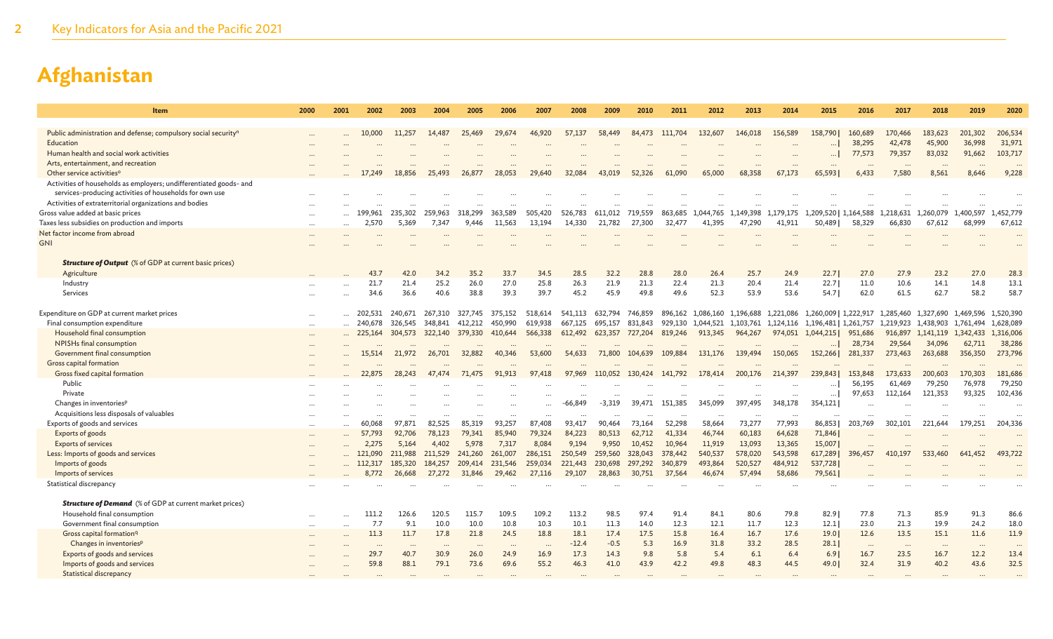# Afghanistan

| Item | 2000 | 2001 | 2002 | 2003 | 2004 | 2005 | 2006 | 2007 | 2008 | 2009 | 2010 | 2011 | 2012 | 2013 | 2014 | 2015 | 2016 | 2017 | 2018 | 2019 | 2020 |
|---|---|---|---|---|---|---|---|---|---|---|---|---|---|---|---|---|---|---|---|---|---|
| Public administration and defense; compulsory social security[n] | ... | ... | 10,000 | 11,257 | 14,487 | 25,469 | 29,674 | 46,920 | 57,137 | 58,449 | 84,473 | 111,704 | 132,607 | 146,018 | 156,589 | 158,790 | 160,689 | 170,466 | 183,623 | 201,302 | 206,534 |
| Education | ... | ... | ... | ... | ... | ... | ... | ... | ... | ... | ... | ... | ... | ... | ... | ... | 38,295 | 42,478 | 45,900 | 36,998 | 31,971 |
| Human health and social work activities | ... | ... | ... | ... | ... | ... | ... | ... | ... | ... | ... | ... | ... | ... | ... | ... | 77,573 | 79,357 | 83,032 | 91,662 | 103,717 |
| Arts, entertainment, and recreation | ... | ... | ... | ... | ... | ... | ... | ... | ... | ... | ... | ... | ... | ... | ... | ... | ... | ... | ... | ... | ... |
| Other service activities[o] | ... | ... | 17,249 | 18,856 | 25,493 | 26,877 | 28,053 | 29,640 | 32,084 | 43,019 | 52,326 | 61,090 | 65,000 | 68,358 | 67,173 | 65,593 | 6,433 | 7,580 | 8,561 | 8,646 | 9,228 |
| Activities of households as employers; undifferentiated goods- and services-producing activities of households for own use | ... | ... | ... | ... | ... | ... | ... | ... | ... | ... | ... | ... | ... | ... | ... | ... | ... | ... | ... | ... | ... |
| Activities of extraterritorial organizations and bodies | ... | ... | ... | ... | ... | ... | ... | ... | ... | ... | ... | ... | ... | ... | ... | ... | ... | ... | ... | ... | ... |
| Gross value added at basic prices | ... | ... | 199,961 | 235,302 | 259,963 | 318,299 | 363,589 | 505,420 | 526,783 | 611,012 | 719,559 | 863,685 | 1,044,765 | 1,149,398 | 1,179,175 | 1,209,520 | 1,164,588 | 1,218,631 | 1,260,079 | 1,400,597 | 1,452,779 |
| Taxes less subsidies on production and imports | ... | ... | 2,570 | 5,369 | 7,347 | 9,446 | 11,563 | 13,194 | 14,330 | 21,782 | 27,300 | 32,477 | 41,395 | 47,290 | 41,911 | 50,489 | 58,329 | 66,830 | 67,612 | 68,999 | 67,612 |
| Net factor income from abroad | ... | ... | ... | ... | ... | ... | ... | ... | ... | ... | ... | ... | ... | ... | ... | ... | ... | ... | ... | ... | ... |
| GNI | ... | ... | ... | ... | ... | ... | ... | ... | ... | ... | ... | ... | ... | ... | ... | ... | ... | ... | ... | ... | ... |
| ***Structure of Output*** (% of GDP at current basic prices) | | | | | | | | | | | | | | | | | | | | | |
| Agriculture | ... | ... | 43.7 | 42.0 | 34.2 | 35.2 | 33.7 | 34.5 | 28.5 | 32.2 | 28.8 | 28.0 | 26.4 | 25.7 | 24.9 | 22.7 | 27.0 | 27.9 | 23.2 | 27.0 | 28.3 |
| Industry | ... | ... | 21.7 | 21.4 | 25.2 | 26.0 | 27.0 | 25.8 | 26.3 | 21.9 | 21.3 | 22.4 | 21.3 | 20.4 | 21.4 | 22.7 | 11.0 | 10.6 | 14.1 | 14.8 | 13.1 |
| Services | ... | ... | 34.6 | 36.6 | 40.6 | 38.8 | 39.3 | 39.7 | 45.2 | 45.9 | 49.8 | 49.6 | 52.3 | 53.9 | 53.6 | 54.7 | 62.0 | 61.5 | 62.7 | 58.2 | 58.7 |
| Expenditure on GDP at current market prices | ... | ... | 202,531 | 240,671 | 267,310 | 327,745 | 375,152 | 518,614 | 541,113 | 632,794 | 746,859 | 896,162 | 1,086,160 | 1,196,688 | 1,221,086 | 1,260,009 | 1,222,917 | 1,285,460 | 1,327,690 | 1,469,596 | 1,520,390 |
| Final consumption expenditure | ... | ... | 240,678 | 326,545 | 348,841 | 412,212 | 450,990 | 619,938 | 667,125 | 695,157 | 831,843 | 929,130 | 1,044,521 | 1,103,761 | 1,124,116 | 1,196,481 | 1,261,757 | 1,219,923 | 1,438,903 | 1,761,494 | 1,628,089 |
| Household final consumption | ... | ... | 225,164 | 304,573 | 322,140 | 379,330 | 410,644 | 566,338 | 612,492 | 623,357 | 727,204 | 819,246 | 913,345 | 964,267 | 974,051 | 1,044,215 | 951,686 | 916,897 | 1,141,119 | 1,342,433 | 1,316,006 |
| NPISHs final consumption | ... | ... | ... | ... | ... | ... | ... | ... | ... | ... | ... | ... | ... | ... | ... | ... | 28,734 | 29,564 | 34,096 | 62,711 | 38,286 |
| Government final consumption | ... | ... | 15,514 | 21,972 | 26,701 | 32,882 | 40,346 | 53,600 | 54,633 | 71,800 | 104,639 | 109,884 | 131,176 | 139,494 | 150,065 | 152,266 | 281,337 | 273,463 | 263,688 | 356,350 | 273,796 |
| Gross capital formation | ... | ... | ... | ... | ... | ... | ... | ... | ... | ... | ... | ... | ... | ... | ... | ... | ... | ... | ... | ... | ... |
| Gross fixed capital formation | ... | ... | 22,875 | 28,243 | 47,474 | 71,475 | 91,913 | 97,418 | 97,969 | 110,052 | 130,424 | 141,792 | 178,414 | 200,176 | 214,397 | 239,843 | 153,848 | 173,633 | 200,603 | 170,303 | 181,686 |
| Public | ... | ... | ... | ... | ... | ... | ... | ... | ... | ... | ... | ... | ... | ... | ... | ... | 56,195 | 61,469 | 79,250 | 76,978 | 79,250 |
| Private | ... | ... | ... | ... | ... | ... | ... | ... | ... | ... | ... | ... | ... | ... | ... | ... | 97,653 | 112,164 | 121,353 | 93,325 | 102,436 |
| Changes in inventories[p] | ... | ... | ... | ... | ... | ... | ... | ... | –66,849 | –3,319 | 39,471 | 151,385 | 345,099 | 397,495 | 348,178 | 354,121 | ... | ... | ... | ... | ... |
| Acquisitions less disposals of valuables | ... | ... | ... | ... | ... | ... | ... | ... | ... | ... | ... | ... | ... | ... | ... | ... | ... | ... | ... | ... | ... |
| Exports of goods and services | ... | ... | 60,068 | 97,871 | 82,525 | 85,319 | 93,257 | 87,408 | 93,417 | 90,464 | 73,164 | 52,298 | 58,664 | 73,277 | 77,993 | 86,853 | 203,769 | 302,101 | 221,644 | 179,251 | 204,336 |
| Exports of goods | ... | ... | 57,793 | 92,706 | 78,123 | 79,341 | 85,940 | 79,324 | 84,223 | 80,513 | 62,712 | 41,334 | 46,744 | 60,183 | 64,628 | 71,846 | ... | ... | ... | ... | ... |
| Exports of services | ... | ... | 2,275 | 5,164 | 4,402 | 5,978 | 7,317 | 8,084 | 9,194 | 9,950 | 10,452 | 10,964 | 11,919 | 13,093 | 13,365 | 15,007 | ... | ... | ... | ... | ... |
| Less: Imports of goods and services | ... | ... | 121,090 | 211,988 | 211,529 | 241,260 | 261,007 | 286,151 | 250,549 | 259,560 | 328,043 | 378,442 | 540,537 | 578,020 | 543,598 | 617,289 | 396,457 | 410,197 | 533,460 | 641,452 | 493,722 |
| Imports of goods | ... | ... | 112,317 | 185,320 | 184,257 | 209,414 | 231,546 | 259,034 | 221,443 | 230,698 | 297,292 | 340,879 | 493,864 | 520,527 | 484,912 | 537,728 | ... | ... | ... | ... | ... |
| Imports of services | ... | ... | 8,772 | 26,668 | 27,272 | 31,846 | 29,462 | 27,116 | 29,107 | 28,863 | 30,751 | 37,564 | 46,674 | 57,494 | 58,686 | 79,561 | ... | ... | ... | ... | ... |
| Statistical discrepancy | ... | ... | ... | ... | ... | ... | ... | ... | ... | ... | ... | ... | ... | ... | ... | ... | ... | ... | ... | ... | ... |
| ***Structure of Demand*** (% of GDP at current market prices) | | | | | | | | | | | | | | | | | | | | | |
| Household final consumption | ... | ... | 111.2 | 126.6 | 120.5 | 115.7 | 109.5 | 109.2 | 113.2 | 98.5 | 97.4 | 91.4 | 84.1 | 80.6 | 79.8 | 82.9 | 77.8 | 71.3 | 85.9 | 91.3 | 86.6 |
| Government final consumption | ... | ... | 7.7 | 9.1 | 10.0 | 10.0 | 10.8 | 10.3 | 10.1 | 11.3 | 14.0 | 12.3 | 12.1 | 11.7 | 12.3 | 12.1 | 23.0 | 21.3 | 19.9 | 24.2 | 18.0 |
| Gross capital formation[q] | ... | ... | 11.3 | 11.7 | 17.8 | 21.8 | 24.5 | 18.8 | 18.1 | 17.4 | 17.5 | 15.8 | 16.4 | 16.7 | 17.6 | 19.0 | 12.6 | 13.5 | 15.1 | 11.6 | 11.9 |
| Changes in inventories[p] | ... | ... | ... | ... | ... | ... | ... | ... | –12.4 | –0.5 | 5.3 | 16.9 | 31.8 | 33.2 | 28.5 | 28.1 | ... | ... | ... | ... | ... |
| Exports of goods and services | ... | ... | 29.7 | 40.7 | 30.9 | 26.0 | 24.9 | 16.9 | 17.3 | 14.3 | 9.8 | 5.8 | 5.4 | 6.1 | 6.4 | 6.9 | 16.7 | 23.5 | 16.7 | 12.2 | 13.4 |
| Imports of goods and services | ... | ... | 59.8 | 88.1 | 79.1 | 73.6 | 69.6 | 55.2 | 46.3 | 41.0 | 43.9 | 42.2 | 49.8 | 48.3 | 44.5 | 49.0 | 32.4 | 31.9 | 40.2 | 43.6 | 32.5 |
| Statistical discrepancy | ... | ... | ... | ... | ... | ... | ... | ... | ... | ... | ... | ... | ... | ... | ... | ... | ... | ... | ... | ... | ... |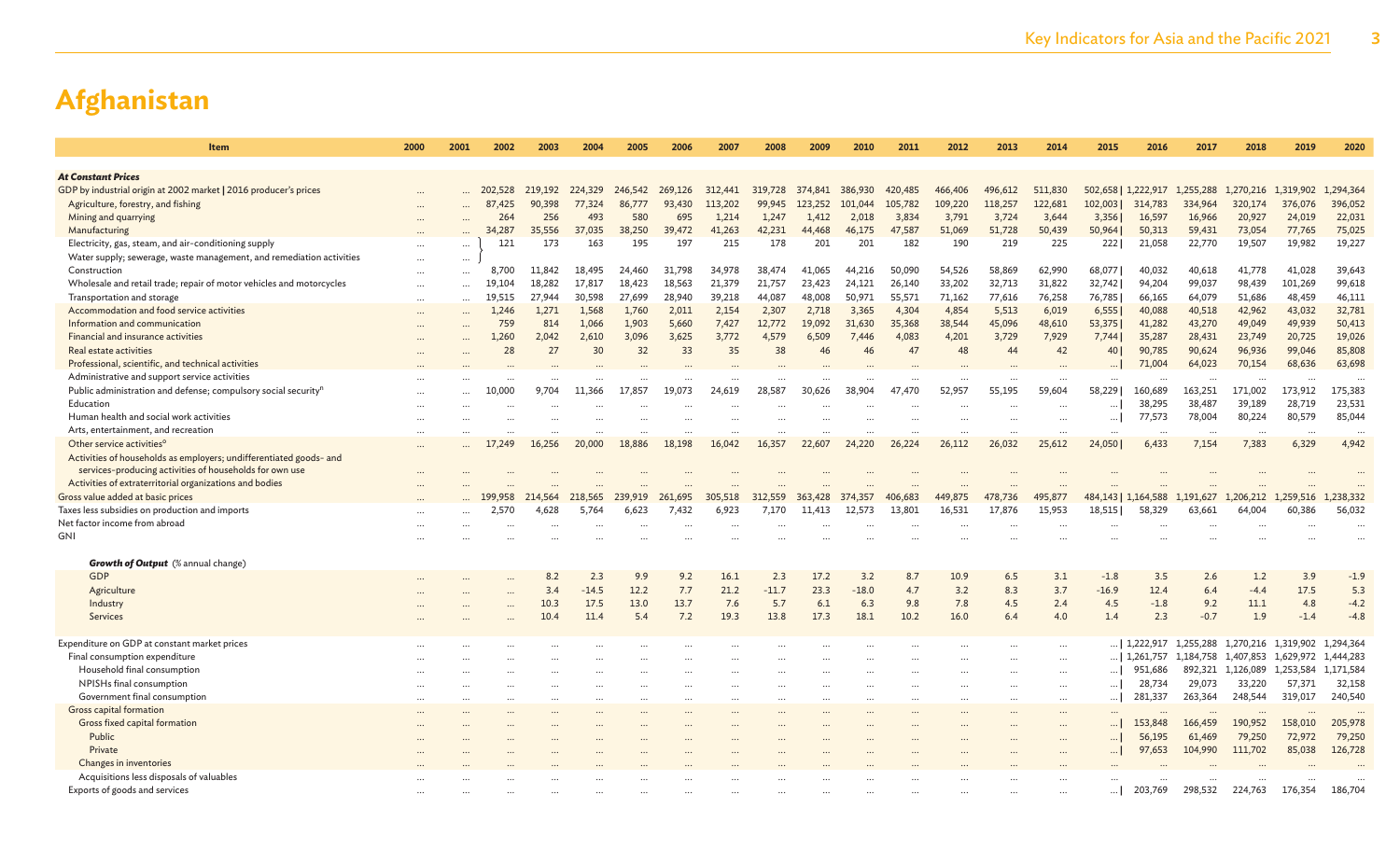# Afghanistan

| Item | 2000 | 2001 | 2002 | 2003 | 2004 | 2005 | 2006 | 2007 | 2008 | 2009 | 2010 | 2011 | 2012 | 2013 | 2014 | 2015 | 2016 | 2017 | 2018 | 2019 | 2020 |
|---|---|---|---|---|---|---|---|---|---|---|---|---|---|---|---|---|---|---|---|---|---|
| **At Constant Prices** | | | | | | | | | | | | | | | | | | | | | |
| GDP by industrial origin at 2002 market \| 2016 producer's prices | ... | ... | 202,528 | 219,192 | 224,329 | 246,542 | 269,126 | 312,441 | 319,728 | 374,841 | 386,930 | 420,485 | 466,406 | 496,612 | 511,830 | 502,658 \| | 1,222,917 | 1,255,288 | 1,270,216 | 1,319,902 | 1,294,364 |
| Agriculture, forestry, and fishing | ... | ... | 87,425 | 90,398 | 77,324 | 86,777 | 93,430 | 113,202 | 99,945 | 123,252 | 101,044 | 105,782 | 109,220 | 118,257 | 122,681 | 102,003 \| | 314,783 | 334,964 | 320,174 | 376,076 | 396,052 |
| Mining and quarrying | ... | ... | 264 | 256 | 493 | 580 | 695 | 1,214 | 1,247 | 1,412 | 2,018 | 3,834 | 3,791 | 3,724 | 3,644 | 3,356 \| | 16,597 | 16,966 | 20,927 | 24,019 | 22,031 |
| Manufacturing | ... | ... | 34,287 | 35,556 | 37,035 | 38,250 | 39,472 | 41,263 | 42,231 | 44,468 | 46,175 | 47,587 | 51,069 | 51,728 | 50,439 | 50,964 \| | 50,313 | 59,431 | 73,054 | 77,765 | 75,025 |
| Electricity, gas, steam, and air-conditioning supply | ... | ... | 121 | 173 | 163 | 195 | 197 | 215 | 178 | 201 | 201 | 182 | 190 | 219 | 225 | 222 \| | 21,058 | 22,770 | 19,507 | 19,982 | 19,227 |
| Water supply; sewerage, waste management, and remediation activities | ... | ... | | | | | | | | | | | | | | | | | | | |
| Construction | ... | ... | 8,700 | 11,842 | 18,495 | 24,460 | 31,798 | 34,978 | 38,474 | 41,065 | 44,216 | 50,090 | 54,526 | 58,869 | 62,990 | 68,077 \| | 40,032 | 40,618 | 41,778 | 41,028 | 39,643 |
| Wholesale and retail trade; repair of motor vehicles and motorcycles | ... | ... | 19,104 | 18,282 | 17,817 | 18,423 | 18,563 | 21,379 | 21,757 | 23,423 | 24,121 | 26,140 | 33,202 | 32,713 | 31,822 | 32,742 \| | 94,204 | 99,037 | 98,439 | 101,269 | 99,618 |
| Transportation and storage | ... | ... | 19,515 | 27,944 | 30,598 | 27,699 | 28,940 | 39,218 | 44,087 | 48,008 | 50,971 | 55,571 | 71,162 | 77,616 | 76,258 | 76,785 \| | 66,165 | 64,079 | 51,686 | 48,459 | 46,111 |
| Accommodation and food service activities | ... | ... | 1,246 | 1,271 | 1,568 | 1,760 | 2,011 | 2,154 | 2,307 | 2,718 | 3,365 | 4,304 | 4,854 | 5,513 | 6,019 | 6,555 \| | 40,088 | 40,518 | 42,962 | 43,032 | 32,781 |
| Information and communication | ... | ... | 759 | 814 | 1,066 | 1,903 | 5,660 | 7,427 | 12,772 | 19,092 | 31,630 | 35,368 | 38,544 | 45,096 | 48,610 | 53,375 \| | 41,282 | 43,270 | 49,049 | 49,939 | 50,413 |
| Financial and insurance activities | ... | ... | 1,260 | 2,042 | 2,610 | 3,096 | 3,625 | 3,772 | 4,579 | 6,509 | 7,446 | 4,083 | 4,201 | 3,729 | 7,929 | 7,744 \| | 35,287 | 28,431 | 23,749 | 20,725 | 19,026 |
| Real estate activities | ... | ... | 28 | 27 | 30 | 32 | 33 | 35 | 38 | 46 | 46 | 47 | 48 | 44 | 42 | 40 \| | 90,785 | 90,624 | 96,936 | 99,046 | 85,808 |
| Professional, scientific, and technical activities | ... | ... | ... | ... | ... | ... | ... | ... | ... | ... | ... | ... | ... | ... | ... | ... \| | 71,004 | 64,023 | 70,154 | 68,636 | 63,698 |
| Administrative and support service activities | ... | ... | ... | ... | ... | ... | ... | ... | ... | ... | ... | ... | ... | ... | ... | ... | ... | ... | ... | ... | ... |
| Public administration and defense; compulsory social security[n] | ... | ... | 10,000 | 9,704 | 11,366 | 17,857 | 19,073 | 24,619 | 28,587 | 30,626 | 38,904 | 47,470 | 52,957 | 55,195 | 59,604 | 58,229 \| | 160,689 | 163,251 | 171,002 | 173,912 | 175,383 |
| Education | ... | ... | ... | ... | ... | ... | ... | ... | ... | ... | ... | ... | ... | ... | ... | ... \| | 38,295 | 38,487 | 39,189 | 28,719 | 23,531 |
| Human health and social work activities | ... | ... | ... | ... | ... | ... | ... | ... | ... | ... | ... | ... | ... | ... | ... | ... \| | 77,573 | 78,004 | 80,224 | 80,579 | 85,044 |
| Arts, entertainment, and recreation | ... | ... | ... | ... | ... | ... | ... | ... | ... | ... | ... | ... | ... | ... | ... | ... | ... | ... | ... | ... | ... |
| Other service activities[o] | ... | ... | 17,249 | 16,256 | 20,000 | 18,886 | 18,198 | 16,042 | 16,357 | 22,607 | 24,220 | 26,224 | 26,112 | 26,032 | 25,612 | 24,050 \| | 6,433 | 7,154 | 7,383 | 6,329 | 4,942 |
| Activities of households as employers; undifferentiated goods- and services-producing activities of households for own use | ... | ... | ... | ... | ... | ... | ... | ... | ... | ... | ... | ... | ... | ... | ... | ... | ... | ... | ... | ... | ... |
| Activities of extraterritorial organizations and bodies | ... | ... | ... | ... | ... | ... | ... | ... | ... | ... | ... | ... | ... | ... | ... | ... | ... | ... | ... | ... | ... |
| Gross value added at basic prices | ... | ... | 199,958 | 214,564 | 218,565 | 239,919 | 261,695 | 305,518 | 312,559 | 363,428 | 374,357 | 406,683 | 449,875 | 478,736 | 495,877 | 484,143 \| | 1,164,588 | 1,191,627 | 1,206,212 | 1,259,516 | 1,238,332 |
| Taxes less subsidies on production and imports | ... | ... | 2,570 | 4,628 | 5,764 | 6,623 | 7,432 | 6,923 | 7,170 | 11,413 | 12,573 | 13,801 | 16,531 | 17,876 | 15,953 | 18,515 \| | 58,329 | 63,661 | 64,004 | 60,386 | 56,032 |
| Net factor income from abroad | ... | ... | ... | ... | ... | ... | ... | ... | ... | ... | ... | ... | ... | ... | ... | ... | ... | ... | ... | ... | ... |
| GNI | ... | ... | ... | ... | ... | ... | ... | ... | ... | ... | ... | ... | ... | ... | ... | ... | ... | ... | ... | ... | ... |
| ***Growth of Output*** (% annual change) | | | | | | | | | | | | | | | | | | | | | |
| GDP | ... | ... | ... | 8.2 | 2.3 | 9.9 | 9.2 | 16.1 | 2.3 | 17.2 | 3.2 | 8.7 | 10.9 | 6.5 | 3.1 | -1.8 | 3.5 | 2.6 | 1.2 | 3.9 | -1.9 |
| Agriculture | ... | ... | ... | 3.4 | -14.5 | 12.2 | 7.7 | 21.2 | -11.7 | 23.3 | -18.0 | 4.7 | 3.2 | 8.3 | 3.7 | -16.9 | 12.4 | 6.4 | -4.4 | 17.5 | 5.3 |
| Industry | ... | ... | ... | 10.3 | 17.5 | 13.0 | 13.7 | 7.6 | 5.7 | 6.1 | 6.3 | 9.8 | 7.8 | 4.5 | 2.4 | 4.5 | -1.8 | 9.2 | 11.1 | 4.8 | -4.2 |
| Services | ... | ... | ... | 10.4 | 11.4 | 5.4 | 7.2 | 19.3 | 13.8 | 17.3 | 18.1 | 10.2 | 16.0 | 6.4 | 4.0 | 1.4 | 2.3 | -0.7 | 1.9 | -1.4 | -4.8 |
| Expenditure on GDP at constant market prices | ... | ... | ... | ... | ... | ... | ... | ... | ... | ... | ... | ... | ... | ... | ... | ... \| | 1,222,917 | 1,255,288 | 1,270,216 | 1,319,902 | 1,294,364 |
| Final consumption expenditure | ... | ... | ... | ... | ... | ... | ... | ... | ... | ... | ... | ... | ... | ... | ... | ... \| | 1,261,757 | 1,184,758 | 1,407,853 | 1,629,972 | 1,444,283 |
| Household final consumption | ... | ... | ... | ... | ... | ... | ... | ... | ... | ... | ... | ... | ... | ... | ... | ... \| | 951,686 | 892,321 | 1,126,089 | 1,253,584 | 1,171,584 |
| NPISHs final consumption | ... | ... | ... | ... | ... | ... | ... | ... | ... | ... | ... | ... | ... | ... | ... | ... \| | 28,734 | 29,073 | 33,220 | 57,371 | 32,158 |
| Government final consumption | ... | ... | ... | ... | ... | ... | ... | ... | ... | ... | ... | ... | ... | ... | ... | ... \| | 281,337 | 263,364 | 248,544 | 319,017 | 240,540 |
| Gross capital formation | ... | ... | ... | ... | ... | ... | ... | ... | ... | ... | ... | ... | ... | ... | ... | ... | ... | ... | ... | ... | ... |
| Gross fixed capital formation | ... | ... | ... | ... | ... | ... | ... | ... | ... | ... | ... | ... | ... | ... | ... | ... \| | 153,848 | 166,459 | 190,952 | 158,010 | 205,978 |
| Public | ... | ... | ... | ... | ... | ... | ... | ... | ... | ... | ... | ... | ... | ... | ... | ... \| | 56,195 | 61,469 | 79,250 | 72,972 | 79,250 |
| Private | ... | ... | ... | ... | ... | ... | ... | ... | ... | ... | ... | ... | ... | ... | ... | ... \| | 97,653 | 104,990 | 111,702 | 85,038 | 126,728 |
| Changes in inventories | ... | ... | ... | ... | ... | ... | ... | ... | ... | ... | ... | ... | ... | ... | ... | ... | ... | ... | ... | ... | ... |
| Acquisitions less disposals of valuables | ... | ... | ... | ... | ... | ... | ... | ... | ... | ... | ... | ... | ... | ... | ... | ... | ... | ... | ... | ... | ... |
| Exports of goods and services | ... | ... | ... | ... | ... | ... | ... | ... | ... | ... | ... | ... | ... | ... | ... | ... \| | 203,769 | 298,532 | 224,763 | 176,354 | 186,704 |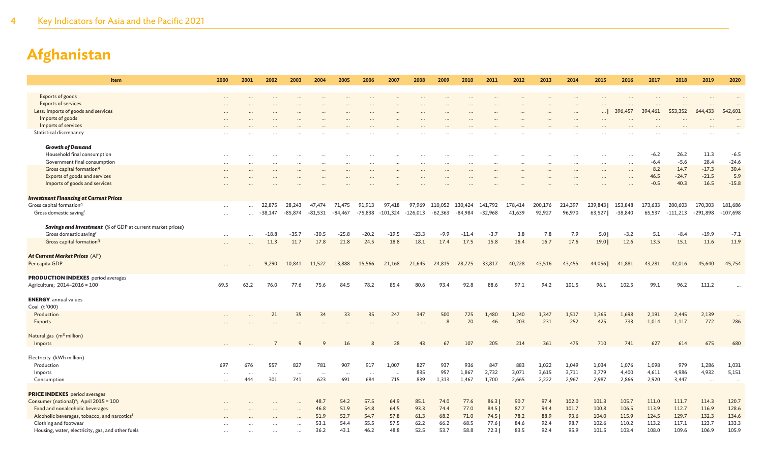# Afghanistan

| Item | 2000 | 2001 | 2002 | 2003 | 2004 | 2005 | 2006 | 2007 | 2008 | 2009 | 2010 | 2011 | 2012 | 2013 | 2014 | 2015 | 2016 | 2017 | 2018 | 2019 | 2020 |
|---|---|---|---|---|---|---|---|---|---|---|---|---|---|---|---|---|---|---|---|---|---|
| Exports of goods | … | … | … | … | … | … | … | … | … | … | … | … | … | … | … | … | … | … | … | … | … |
| Exports of services | … | … | … | … | … | … | … | … | … | … | … | … | … | … | … | … | … | … | … | … | … |
| Less: Imports of goods and services | … | … | … | … | … | … | … | … | … | … | … | … | … | … | … | … \| | 396,457 | 394,461 | 553,352 | 644,433 | 542,601 |
| Imports of goods | … | … | … | … | … | … | … | … | … | … | … | … | … | … | … | … | … | … | … | … | … |
| Imports of services | … | … | … | … | … | … | … | … | … | … | … | … | … | … | … | … | … | … | … | … | … |
| Statistical discrepancy | … | … | … | … | … | … | … | … | … | … | … | … | … | … | … | … | … | … | … | … | … |
| ***Growth of Demand*** | | | | | | | | | | | | | | | | | | | | | |
| Household final consumption | … | … | … | … | … | … | … | … | … | … | … | … | … | … | … | … | … | -6.2 | 26.2 | 11.3 | -6.5 |
| Government final consumption | … | … | … | … | … | … | … | … | … | … | … | … | … | … | … | … | … | -6.4 | -5.6 | 28.4 | -24.6 |
| Gross capital formation[q] | … | … | … | … | … | … | … | … | … | … | … | … | … | … | … | … | … | 8.2 | 14.7 | -17.3 | 30.4 |
| Exports of goods and services | … | … | … | … | … | … | … | … | … | … | … | … | … | … | … | … | … | 46.5 | -24.7 | -21.5 | 5.9 |
| Imports of goods and services | … | … | … | … | … | … | … | … | … | … | … | … | … | … | … | … | … | -0.5 | 40.3 | 16.5 | -15.8 |
| ***Investment Financing at Current Prices*** | | | | | | | | | | | | | | | | | | | | | |
| Gross capital formation[q] | … | … | 22,875 | 28,243 | 47,474 | 71,475 | 91,913 | 97,418 | 97,969 | 110,052 | 130,424 | 141,792 | 178,414 | 200,176 | 214,397 | 239,843 \| | 153,848 | 173,633 | 200,603 | 170,303 | 181,686 |
| Gross domestic saving[r] | … | … | -38,147 | -85,874 | -81,531 | -84,467 | -75,838 | -101,324 | -126,013 | -62,363 | -84,984 | -32,968 | 41,639 | 92,927 | 96,970 | 63,527 \| | -38,840 | 65,537 | -111,213 | -291,898 | -107,698 |
| ***Savings and Investment*** (% of GDP at current market prices) | | | | | | | | | | | | | | | | | | | | | |
| Gross domestic saving[r] | … | … | -18.8 | -35.7 | -30.5 | -25.8 | -20.2 | -19.5 | -23.3 | -9.9 | -11.4 | -3.7 | 3.8 | 7.8 | 7.9 | 5.0 \| | -3.2 | 5.1 | -8.4 | -19.9 | -7.1 |
| Gross capital formation[q] | … | … | 11.3 | 11.7 | 17.8 | 21.8 | 24.5 | 18.8 | 18.1 | 17.4 | 17.5 | 15.8 | 16.4 | 16.7 | 17.6 | 19.0 \| | 12.6 | 13.5 | 15.1 | 11.6 | 11.9 |
| ***At Current Market Prices*** (AF) | | | | | | | | | | | | | | | | | | | | | |
| Per capita GDP | … | … | 9,290 | 10,841 | 11,522 | 13,888 | 15,566 | 21,168 | 21,645 | 24,815 | 28,725 | 33,817 | 40,228 | 43,516 | 43,455 | 44,056 \| | 41,881 | 43,281 | 42,016 | 45,640 | 45,754 |
| **PRODUCTION INDEXES** period averages | | | | | | | | | | | | | | | | | | | | | |
| Agriculture; 2014–2016 = 100 | 69.5 | 63.2 | 76.0 | 77.6 | 75.6 | 84.5 | 78.2 | 85.4 | 80.6 | 93.4 | 92.8 | 88.6 | 97.1 | 94.2 | 101.5 | 96.1 | 102.5 | 99.1 | 96.2 | 111.2 | … |
| **ENERGY** annual values | | | | | | | | | | | | | | | | | | | | | |
| Coal (t '000) | | | | | | | | | | | | | | | | | | | | | |
| Production | … | … | 21 | 35 | 34 | 33 | 35 | 247 | 347 | 500 | 725 | 1,480 | 1,240 | 1,347 | 1,517 | 1,365 | 1,698 | 2,191 | 2,445 | 2,139 | … |
| Exports | … | … | … | … | … | … | … | … | … | 8 | 20 | 46 | 203 | 231 | 252 | 425 | 733 | 1,014 | 1,117 | 772 | 286 |
| Natural gas ($m^3$ million) | | | | | | | | | | | | | | | | | | | | | |
| Imports | … | … | 7 | 9 | 9 | 16 | 8 | 28 | 43 | 67 | 107 | 205 | 214 | 361 | 475 | 710 | 741 | 627 | 614 | 675 | 680 |
| Electricity (kWh million) | | | | | | | | | | | | | | | | | | | | | |
| Production | 697 | 676 | 557 | 827 | 781 | 907 | 917 | 1,007 | 827 | 937 | 936 | 847 | 883 | 1,022 | 1,049 | 1,034 | 1,076 | 1,098 | 979 | 1,286 | 1,031 |
| Imports | … | … | … | … | … | … | … | … | 835 | 957 | 1,867 | 2,732 | 3,071 | 3,615 | 3,711 | 3,779 | 4,400 | 4,611 | 4,986 | 4,932 | 5,151 |
| Consumption | … | 444 | 301 | 741 | 623 | 691 | 684 | 715 | 839 | 1,313 | 1,467 | 1,700 | 2,665 | 2,222 | 2,967 | 2,987 | 2,866 | 2,920 | 3,447 | … | … |
| **PRICE INDEXES** period averages | | | | | | | | | | | | | | | | | | | | | |
| Consumer (national)[s]; April 2015 = 100 | … | … | … | … | 48.7 | 54.2 | 57.5 | 64.9 | 85.1 | 74.0 | 77.6 | 86.3 \| | 90.7 | 97.4 | 102.0 | 101.3 | 105.7 | 111.0 | 111.7 | 114.3 | 120.7 |
| Food and nonalcoholic beverages | … | … | … | … | 46.8 | 51.9 | 54.8 | 64.5 | 93.3 | 74.4 | 77.0 | 84.5 \| | 87.7 | 94.4 | 101.7 | 100.8 | 106.5 | 113.9 | 112.7 | 116.9 | 128.6 |
| Alcoholic beverages, tobacco, and narcotics[t] | … | … | … | … | 51.9 | 52.7 | 54.7 | 57.8 | 61.3 | 68.2 | 71.0 | 74.5 \| | 78.2 | 88.9 | 93.6 | 104.0 | 115.9 | 124.5 | 129.7 | 132.3 | 134.6 |
| Clothing and footwear | … | … | … | … | 53.1 | 54.4 | 55.5 | 57.5 | 62.2 | 66.2 | 68.5 | 77.6 \| | 84.6 | 92.4 | 98.7 | 102.6 | 110.2 | 113.2 | 117.1 | 123.7 | 133.3 |
| Housing, water, electricity, gas, and other fuels | … | … | … | … | 36.2 | 43.1 | 46.2 | 48.8 | 52.5 | 53.7 | 58.8 | 72.3 \| | 83.5 | 92.4 | 95.9 | 101.5 | 103.4 | 108.0 | 109.6 | 106.9 | 105.9 |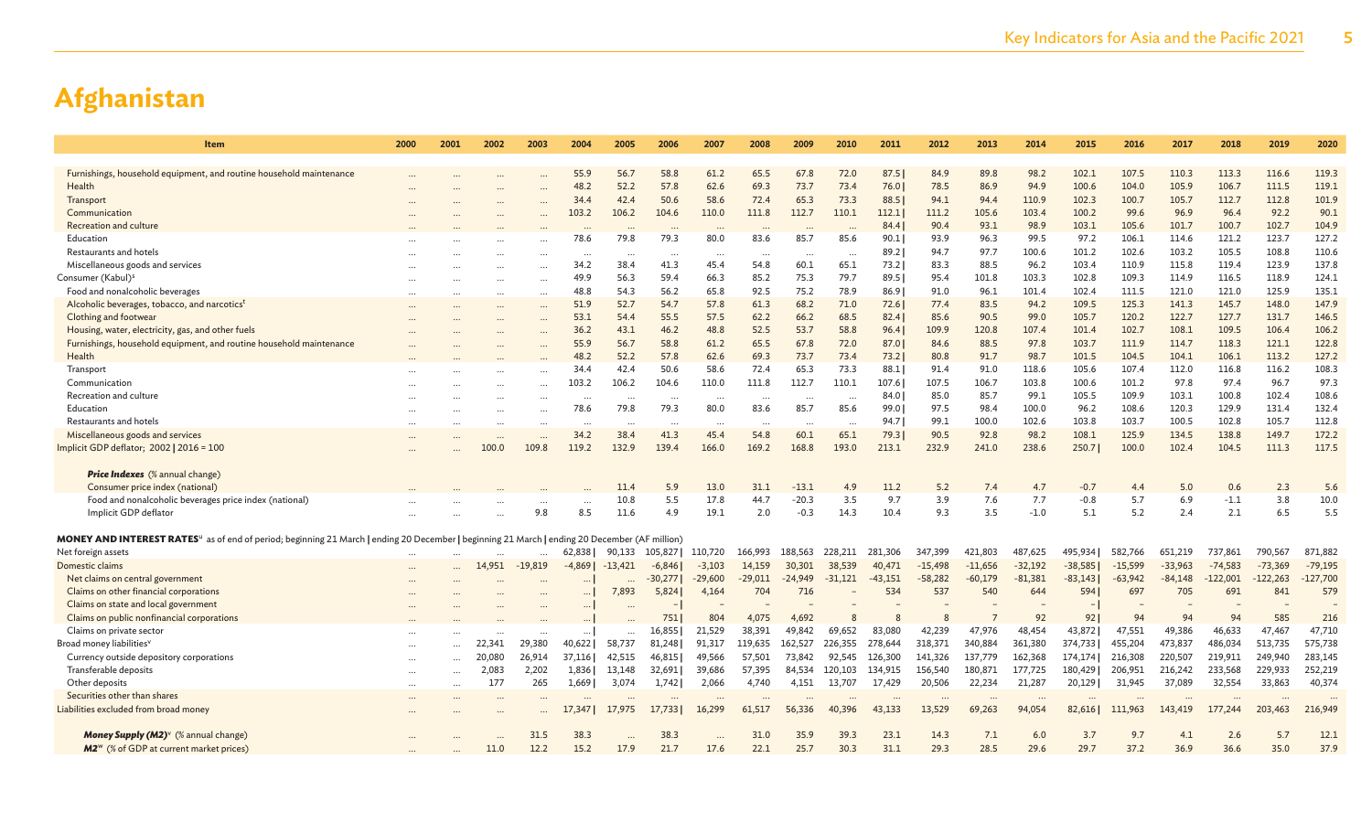# Afghanistan

| Item | 2000 | 2001 | 2002 | 2003 | 2004 | 2005 | 2006 | 2007 | 2008 | 2009 | 2010 | 2011 | 2012 | 2013 | 2014 | 2015 | 2016 | 2017 | 2018 | 2019 | 2020 |
|---|---|---|---|---|---|---|---|---|---|---|---|---|---|---|---|---|---|---|---|---|---|
| Furnishings, household equipment, and routine household maintenance | … | … | … | … | 55.9 | 56.7 | 58.8 | 61.2 | 65.5 | 67.8 | 72.0 | 87.5 \| | 84.9 | 89.8 | 98.2 | 102.1 | 107.5 | 110.3 | 113.3 | 116.6 | 119.3 |
| Health | … | … | … | … | 48.2 | 52.2 | 57.8 | 62.6 | 69.3 | 73.7 | 73.4 | 76.0 \| | 78.5 | 86.9 | 94.9 | 100.6 | 104.0 | 105.9 | 106.7 | 111.5 | 119.1 |
| Transport | … | … | … | … | 34.4 | 42.4 | 50.6 | 58.6 | 72.4 | 65.3 | 73.3 | 88.5 \| | 94.1 | 94.4 | 110.9 | 102.3 | 100.7 | 105.7 | 112.7 | 112.8 | 101.9 |
| Communication | … | … | … | … | 103.2 | 106.2 | 104.6 | 110.0 | 111.8 | 112.7 | 110.1 | 112.1 \| | 111.2 | 105.6 | 103.4 | 100.2 | 99.6 | 96.9 | 96.4 | 92.2 | 90.1 |
| Recreation and culture | … | … | … | … | … | … | … | … | … | … | … | 84.4 \| | 90.4 | 93.1 | 98.9 | 103.1 | 105.6 | 101.7 | 100.7 | 102.7 | 104.9 |
| Education | … | … | … | … | 78.6 | 79.8 | 79.3 | 80.0 | 83.6 | 85.7 | 85.6 | 90.1 \| | 93.9 | 96.3 | 99.5 | 97.2 | 106.1 | 114.6 | 121.2 | 123.7 | 127.2 |
| Restaurants and hotels | … | … | … | … | … | … | … | … | … | … | … | 89.2 \| | 94.7 | 97.7 | 100.6 | 101.2 | 102.6 | 103.2 | 105.5 | 108.8 | 110.6 |
| Miscellaneous goods and services | … | … | … | … | 34.2 | 38.4 | 41.3 | 45.4 | 54.8 | 60.1 | 65.1 | 73.2 \| | 83.3 | 88.5 | 96.2 | 103.4 | 110.9 | 115.8 | 119.4 | 123.9 | 137.8 |
| Consumer (Kabul)[s] | … | … | … | … | 49.9 | 56.3 | 59.4 | 66.3 | 85.2 | 75.3 | 79.7 | 89.5 \| | 95.4 | 101.8 | 103.3 | 102.8 | 109.3 | 114.9 | 116.5 | 118.9 | 124.1 |
| Food and nonalcoholic beverages | … | … | … | … | 48.8 | 54.3 | 56.2 | 65.8 | 92.5 | 75.2 | 78.9 | 86.9 \| | 91.0 | 96.1 | 101.4 | 102.4 | 111.5 | 121.0 | 121.0 | 125.9 | 135.1 |
| Alcoholic beverages, tobacco, and narcotics[t] | … | … | … | … | 51.9 | 52.7 | 54.7 | 57.8 | 61.3 | 68.2 | 71.0 | 72.6 \| | 77.4 | 83.5 | 94.2 | 109.5 | 125.3 | 141.3 | 145.7 | 148.0 | 147.9 |
| Clothing and footwear | … | … | … | … | 53.1 | 54.4 | 55.5 | 57.5 | 62.2 | 66.2 | 68.5 | 82.4 \| | 85.6 | 90.5 | 99.0 | 105.7 | 120.2 | 122.7 | 127.7 | 131.7 | 146.5 |
| Housing, water, electricity, gas, and other fuels | … | … | … | … | 36.2 | 43.1 | 46.2 | 48.8 | 52.5 | 53.7 | 58.8 | 96.4 \| | 109.9 | 120.8 | 107.4 | 101.4 | 102.7 | 108.1 | 109.5 | 106.4 | 106.2 |
| Furnishings, household equipment, and routine household maintenance | … | … | … | … | 55.9 | 56.7 | 58.8 | 61.2 | 65.5 | 67.8 | 72.0 | 87.0 \| | 84.6 | 88.5 | 97.8 | 103.7 | 111.9 | 114.7 | 118.3 | 121.1 | 122.8 |
| Health | … | … | … | … | 48.2 | 52.2 | 57.8 | 62.6 | 69.3 | 73.7 | 73.4 | 73.2 \| | 80.8 | 91.7 | 98.7 | 101.5 | 104.5 | 104.1 | 106.1 | 113.2 | 127.2 |
| Transport | … | … | … | … | 34.4 | 42.4 | 50.6 | 58.6 | 72.4 | 65.3 | 73.3 | 88.1 \| | 91.4 | 91.0 | 118.6 | 105.6 | 107.4 | 112.0 | 116.8 | 116.2 | 108.3 |
| Communication | … | … | … | … | 103.2 | 106.2 | 104.6 | 110.0 | 111.8 | 112.7 | 110.1 | 107.6 \| | 107.5 | 106.7 | 103.8 | 100.6 | 101.2 | 97.8 | 97.4 | 96.7 | 97.3 |
| Recreation and culture | … | … | … | … | … | … | … | … | … | … | … | 84.0 \| | 85.0 | 85.7 | 99.1 | 105.5 | 109.9 | 103.1 | 100.8 | 102.4 | 108.6 |
| Education | … | … | … | … | 78.6 | 79.8 | 79.3 | 80.0 | 83.6 | 85.7 | 85.6 | 99.0 \| | 97.5 | 98.4 | 100.0 | 96.2 | 108.6 | 120.3 | 129.9 | 131.4 | 132.4 |
| Restaurants and hotels | … | … | … | … | … | … | … | … | … | … | … | 94.7 \| | 99.1 | 100.0 | 102.6 | 103.8 | 103.7 | 100.5 | 102.8 | 105.7 | 112.8 |
| Miscellaneous goods and services | … | … | … | … | 34.2 | 38.4 | 41.3 | 45.4 | 54.8 | 60.1 | 65.1 | 79.3 \| | 90.5 | 92.8 | 98.2 | 108.1 | 125.9 | 134.5 | 138.8 | 149.7 | 172.2 |
| Implicit GDP deflator; 2002 \| 2016 = 100 | … | … | 100.0 | 109.8 | 119.2 | 132.9 | 139.4 | 166.0 | 169.2 | 168.8 | 193.0 | 213.1 | 232.9 | 241.0 | 238.6 | 250.7 \| | 100.0 | 102.4 | 104.5 | 111.3 | 117.5 |
| ***Price Indexes*** (% annual change) | | | | | | | | | | | | | | | | | | | | | |
| Consumer price index (national) | … | … | … | … | … | 11.4 | 5.9 | 13.0 | 31.1 | -13.1 | 4.9 | 11.2 | 5.2 | 7.4 | 4.7 | -0.7 | 4.4 | 5.0 | 0.6 | 2.3 | 5.6 |
| Food and nonalcoholic beverages price index (national) | … | … | … | … | … | 10.8 | 5.5 | 17.8 | 44.7 | -20.3 | 3.5 | 9.7 | 3.9 | 7.6 | 7.7 | -0.8 | 5.7 | 6.9 | -1.1 | 3.8 | 10.0 |
| Implicit GDP deflator | … | … | … | 9.8 | 8.5 | 11.6 | 4.9 | 19.1 | 2.0 | -0.3 | 14.3 | 10.4 | 9.3 | 3.5 | -1.0 | 5.1 | 5.2 | 2.4 | 2.1 | 6.5 | 5.5 |
| **MONEY AND INTEREST RATES**[u] as of end of period; beginning 21 March \| ending 20 December \| beginning 21 March \| ending 20 December (AF million) | | | | | | | | | | | | | | | | | | | | | |
| Net foreign assets | … | … | … | … | 62,838 \| | 90,133 | 105,827 \| | 110,720 | 166,993 | 188,563 | 228,211 | 281,306 | 347,399 | 421,803 | 487,625 | 495,934 \| | 582,766 | 651,219 | 737,861 | 790,567 | 871,882 |
| Domestic claims | … | … | 14,951 | -19,819 | -4,869 \| | -13,421 | -6,846 \| | -3,103 | 14,159 | 30,301 | 38,539 | 40,471 | -15,498 | -11,656 | -32,192 | -38,585 \| | -15,599 | -33,963 | -74,583 | -73,369 | -79,195 |
| Net claims on central government | … | … | … | … | … \| | … | -30,277 \| | -29,600 | -29,011 | -24,949 | -31,121 | -43,151 | -58,282 | -60,179 | -81,381 | -83,143 \| | -63,942 | -84,148 | -122,001 | -122,263 | -127,700 |
| Claims on other financial corporations | … | … | … | … | … \| | 7,893 | 5,824 \| | 4,164 | 704 | 716 | – | 534 | 537 | 540 | 644 | 594 \| | 697 | 705 | 691 | 841 | 579 |
| Claims on state and local government | … | … | … | … | … \| | … | – \| | – | – | – | – | – | – | – | – | – \| | – | – | – | – | – |
| Claims on public nonfinancial corporations | … | … | … | … | … \| | … | 751 \| | 804 | 4,075 | 4,692 | 8 | 8 | 8 | 7 | 92 | 92 \| | 94 | 94 | 94 | 585 | 216 |
| Claims on private sector | … | … | … | … | … \| | … | 16,855 \| | 21,529 | 38,391 | 49,842 | 69,652 | 83,080 | 42,239 | 47,976 | 48,454 | 43,872 \| | 47,551 | 49,386 | 46,633 | 47,467 | 47,710 |
| Broad money liabilities[v] | … | … | 22,341 | 29,380 | 40,622 \| | 58,737 | 81,248 \| | 91,317 | 119,635 | 162,527 | 226,355 | 278,644 | 318,371 | 340,884 | 361,380 | 374,733 \| | 455,204 | 473,837 | 486,034 | 513,735 | 575,738 |
| Currency outside depository corporations | … | … | 20,080 | 26,914 | 37,116 \| | 42,515 | 46,815 \| | 49,566 | 57,501 | 73,842 | 92,545 | 126,300 | 141,326 | 137,779 | 162,368 | 174,174 \| | 216,308 | 220,507 | 219,911 | 249,940 | 283,145 |
| Transferable deposits | … | … | 2,083 | 2,202 | 1,836 \| | 13,148 | 32,691 \| | 39,686 | 57,395 | 84,534 | 120,103 | 134,915 | 156,540 | 180,871 | 177,725 | 180,429 \| | 206,951 | 216,242 | 233,568 | 229,933 | 252,219 |
| Other deposits | … | … | 177 | 265 | 1,669 \| | 3,074 | 1,742 \| | 2,066 | 4,740 | 4,151 | 13,707 | 17,429 | 20,506 | 22,234 | 21,287 | 20,129 \| | 31,945 | 37,089 | 32,554 | 33,863 | 40,374 |
| Securities other than shares | … | … | … | … | … | … | … | … | … | … | … | … | … | … | … | … | … | … | … | … | … |
| Liabilities excluded from broad money | … | … | … | … | 17,347 \| | 17,975 | 17,733 \| | 16,299 | 61,517 | 56,336 | 40,396 | 43,133 | 13,529 | 69,263 | 94,054 | 82,616 \| | 111,963 | 143,419 | 177,244 | 203,463 | 216,949 |
| ***Money Supply (M2)***[v] (% annual change) | … | … | … | 31.5 | 38.3 | … | 38.3 | … | 31.0 | 35.9 | 39.3 | 23.1 | 14.3 | 7.1 | 6.0 | 3.7 | 9.7 | 4.1 | 2.6 | 5.7 | 12.1 |
| ***M2***[w] (% of GDP at current market prices) | … | … | 11.0 | 12.2 | 15.2 | 17.9 | 21.7 | 17.6 | 22.1 | 25.7 | 30.3 | 31.1 | 29.3 | 28.5 | 29.6 | 29.7 | 37.2 | 36.9 | 36.6 | 35.0 | 37.9 |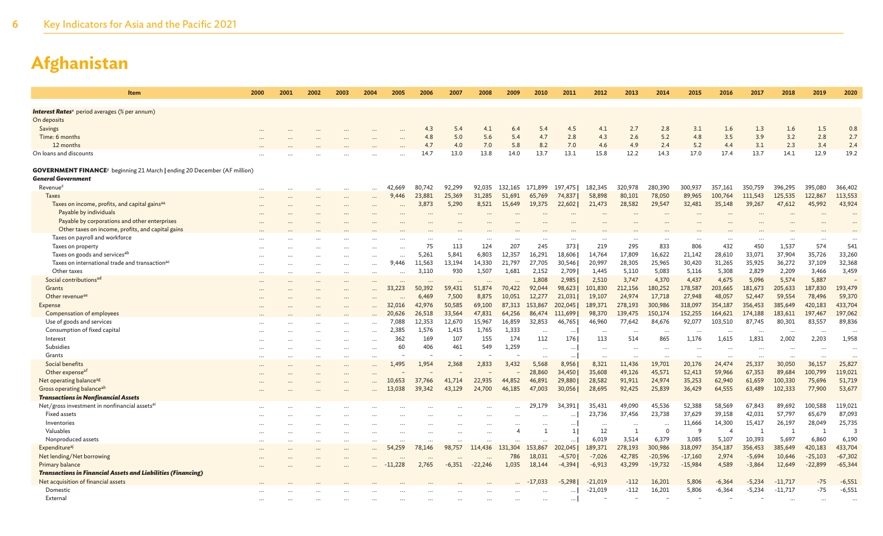# Afghanistan

| Item | 2000 | 2001 | 2002 | 2003 | 2004 | 2005 | 2006 | 2007 | 2008 | 2009 | 2010 | 2011 | 2012 | 2013 | 2014 | 2015 | 2016 | 2017 | 2018 | 2019 | 2020 |
|---|---|---|---|---|---|---|---|---|---|---|---|---|---|---|---|---|---|---|---|---|---|
| ***Interest Rates***[x] period averages (% per annum) | | | | | | | | | | | | | | | | | | | | | |
| On deposits | | | | | | | | | | | | | | | | | | | | | |
| Savings | … | … | … | … | … | … | 4.3 | 5.4 | 4.1 | 6.4 | 5.4 | 4.5 | 4.1 | 2.7 | 2.8 | 3.1 | 1.6 | 1.3 | 1.6 | 1.5 | 0.8 |
| Time: 6 months | … | … | … | … | … | … | 4.8 | 5.0 | 5.6 | 5.4 | 4.7 | 2.8 | 4.3 | 2.6 | 5.2 | 4.8 | 3.5 | 3.9 | 3.2 | 2.8 | 2.7 |
| 12 months | … | … | … | … | … | … | 4.7 | 4.0 | 7.0 | 5.8 | 8.2 | 7.0 | 4.6 | 4.9 | 2.4 | 5.2 | 4.4 | 3.1 | 2.3 | 3.4 | 2.4 |
| On loans and discounts | … | … | … | … | … | … | 14.7 | 13.0 | 13.8 | 14.0 | 13.7 | 13.1 | 15.8 | 12.2 | 14.3 | 17.0 | 17.4 | 13.7 | 14.1 | 12.9 | 19.2 |
| **GOVERNMENT FINANCE**[y] beginning 21 March \| ending 20 December (AF million) | | | | | | | | | | | | | | | | | | | | | |
| ***General Government*** | | | | | | | | | | | | | | | | | | | | | |
| Revenue[z] | … | … | … | … | … | 42,669 | 80,742 | 92,299 | 92,035 | 132,165 | 171,899 | 197,475 \| | 182,345 | 320,978 | 280,390 | 300,937 | 357,161 | 350,759 | 396,295 | 395,080 | 366,402 |
| Taxes | … | … | … | … | … | 9,446 | 23,881 | 25,369 | 31,285 | 51,691 | 65,769 | 74,837 \| | 58,898 | 80,101 | 78,050 | 89,965 | 100,764 | 111,543 | 125,535 | 122,867 | 113,553 |
| Taxes on income, profits, and capital gains[aa] | … | … | … | … | … | … | 3,873 | 5,290 | 8,521 | 15,649 | 19,375 | 22,602 \| | 21,473 | 28,582 | 29,547 | 32,481 | 35,148 | 39,267 | 47,612 | 45,992 | 43,924 |
| Payable by individuals | … | … | … | … | … | … | … | … | … | … | … | … | … | … | … | … | … | … | … | … | … |
| Payable by corporations and other enterprises | … | … | … | … | … | … | … | … | … | … | … | … | … | … | … | … | … | … | … | … | … |
| Other taxes on income, profits, and capital gains | … | … | … | … | … | … | … | … | … | … | … | … | … | … | … | … | … | … | … | … | … |
| Taxes on payroll and workforce | … | … | … | … | … | … | … | … | … | … | … | … | … | … | … | … | … | … | … | … | … |
| Taxes on property | … | … | … | … | … | … | 75 | 113 | 124 | 207 | 245 | 373 \| | 219 | 295 | 833 | 806 | 432 | 450 | 1,537 | 574 | 541 |
| Taxes on goods and services[ab] | … | … | … | … | … | … | 5,261 | 5,841 | 6,803 | 12,357 | 16,291 | 18,606 \| | 14,764 | 17,809 | 16,622 | 21,142 | 28,610 | 33,071 | 37,904 | 35,726 | 33,260 |
| Taxes on international trade and transaction[ac] | … | … | … | … | … | 9,446 | 11,563 | 13,194 | 14,330 | 21,797 | 27,705 | 30,546 \| | 20,997 | 28,305 | 25,965 | 30,420 | 31,265 | 35,925 | 36,272 | 37,109 | 32,368 |
| Other taxes | … | … | … | … | … | … | 3,110 | 930 | 1,507 | 1,681 | 2,152 | 2,709 \| | 1,445 | 5,110 | 5,083 | 5,116 | 5,308 | 2,829 | 2,209 | 3,466 | 3,459 |
| Social contributions[ad] | … | … | … | … | … | … | … | … | … | … | 1,808 | 2,985 \| | 2,510 | 3,747 | 4,370 | 4,437 | 4,675 | 5,096 | 5,574 | 5,887 | – |
| Grants | … | … | … | … | … | 33,223 | 50,392 | 59,431 | 51,874 | 70,422 | 92,044 | 98,623 \| | 101,830 | 212,156 | 180,252 | 178,587 | 203,665 | 181,673 | 205,633 | 187,830 | 193,479 |
| Other revenue[ae] | … | … | … | … | … | … | 6,469 | 7,500 | 8,875 | 10,051 | 12,277 | 21,031 \| | 19,107 | 24,974 | 17,718 | 27,948 | 48,057 | 52,447 | 59,554 | 78,496 | 59,370 |
| Expense | … | … | … | … | … | 32,016 | 42,976 | 50,585 | 69,100 | 87,313 | 153,867 | 202,045 \| | 189,371 | 278,193 | 300,986 | 318,097 | 354,187 | 356,453 | 385,649 | 420,183 | 433,704 |
| Compensation of employees | … | … | … | … | … | 20,626 | 26,518 | 33,564 | 47,831 | 64,256 | 86,474 | 111,699 \| | 98,370 | 139,475 | 150,174 | 152,255 | 164,621 | 174,188 | 183,611 | 197,467 | 197,062 |
| Use of goods and services | … | … | … | … | … | 7,088 | 12,353 | 12,670 | 15,967 | 16,859 | 32,853 | 46,765 \| | 46,960 | 77,642 | 84,676 | 92,077 | 103,510 | 87,745 | 80,301 | 83,557 | 89,836 |
| Consumption of fixed capital | … | … | … | … | … | 2,385 | 1,576 | 1,415 | 1,765 | 1,333 | … | … \| | … | … | … | … | … | … | … | … | … |
| Interest | … | … | … | … | … | 362 | 169 | 107 | 155 | 174 | 112 | 176 \| | 113 | 514 | 865 | 1,176 | 1,615 | 1,831 | 2,002 | 2,203 | 1,958 |
| Subsidies | … | … | … | … | … | 60 | 406 | 461 | 549 | 1,259 | … | … \| | … | … | … | … | … | … | … | … | … |
| Grants | … | … | … | … | … | – | – | – | – | – | … | … \| | … | … | … | … | … | … | … | … | … |
| Social benefits | … | … | … | … | … | 1,495 | 1,954 | 2,368 | 2,833 | 3,432 | 5,568 | 8,956 \| | 8,321 | 11,436 | 19,701 | 20,176 | 24,474 | 25,337 | 30,050 | 36,157 | 25,827 |
| Other expense[af] | … | … | … | … | … | – | – | – | – | – | 28,860 | 34,450 \| | 35,608 | 49,126 | 45,571 | 52,413 | 59,966 | 67,353 | 89,684 | 100,799 | 119,021 |
| Net operating balance[ag] | … | … | … | … | … | 10,653 | 37,766 | 41,714 | 22,935 | 44,852 | 46,891 | 29,880 \| | 28,582 | 91,911 | 24,974 | 35,253 | 62,940 | 61,659 | 100,330 | 75,696 | 51,719 |
| Gross operating balance[ah] | … | … | … | … | … | 13,038 | 39,342 | 43,129 | 24,700 | 46,185 | 47,003 | 30,056 \| | 28,695 | 92,425 | 25,839 | 36,429 | 64,555 | 63,489 | 102,333 | 77,900 | 53,677 |
| ***Transactions in Nonfinancial Assets*** | | | | | | | | | | | | | | | | | | | | | |
| Net/gross investment in nonfinancial assets[ai] | … | … | … | … | … | … | … | … | … | … | 29,179 | 34,391 \| | 35,431 | 49,090 | 45,536 | 52,388 | 58,569 | 67,843 | 89,692 | 100,588 | 119,021 |
| Fixed assets | … | … | … | … | … | … | … | … | … | … | … | … \| | 23,736 | 37,456 | 23,738 | 37,629 | 39,158 | 42,031 | 57,797 | 65,679 | 87,093 |
| Inventories | … | … | … | … | … | … | … | … | … | … | … | … \| | … | … | … | 11,666 | 14,300 | 15,417 | 26,197 | 28,049 | 25,735 |
| Valuables | … | … | … | … | … | … | … | … | … | 4 | 1 | 1 \| | 12 | 1 | 0 | 9 | 4 | 1 | 1 | 1 | 3 |
| Nonproduced assets | … | … | … | … | … | … | … | … | … | … | … | … \| | 6,019 | 3,514 | 6,379 | 3,085 | 5,107 | 10,393 | 5,697 | 6,860 | 6,190 |
| Expenditure[aj] | … | … | … | … | … | 54,259 | 78,146 | 98,757 | 114,436 | 131,304 | 153,867 | 202,045 \| | 189,371 | 278,193 | 300,986 | 318,097 | 354,187 | 356,453 | 385,649 | 420,183 | 433,704 |
| Net lending/Net borrowing | … | … | … | … | … | … | … | … | … | 786 | 18,031 | -4,570 \| | -7,026 | 42,785 | -20,596 | -17,160 | 2,974 | -5,694 | 10,646 | -25,103 | -67,302 |
| Primary balance | … | … | … | … | … | -11,228 | 2,765 | -6,351 | -22,246 | 1,035 | 18,144 | -4,394 \| | -6,913 | 43,299 | -19,732 | -15,984 | 4,589 | -3,864 | 12,649 | -22,899 | -65,344 |
| ***Transactions in Financial Assets and Liabilities (Financing)*** | | | | | | | | | | | | | | | | | | | | | |
| Net acquisition of financial assets | … | … | … | … | … | … | … | … | … | … | -17,033 | -5,298 \| | -21,019 | -112 | 16,201 | 5,806 | -6,364 | -5,234 | -11,717 | -75 | -6,551 |
| Domestic | … | … | … | … | … | … | … | … | … | … | … | … \| | -21,019 | -112 | 16,201 | 5,806 | -6,364 | -5,234 | -11,717 | -75 | -6,551 |
| External | … | … | … | … | … | … | … | … | … | … | … | … \| | – | – | – | – | – | – | … | … | … |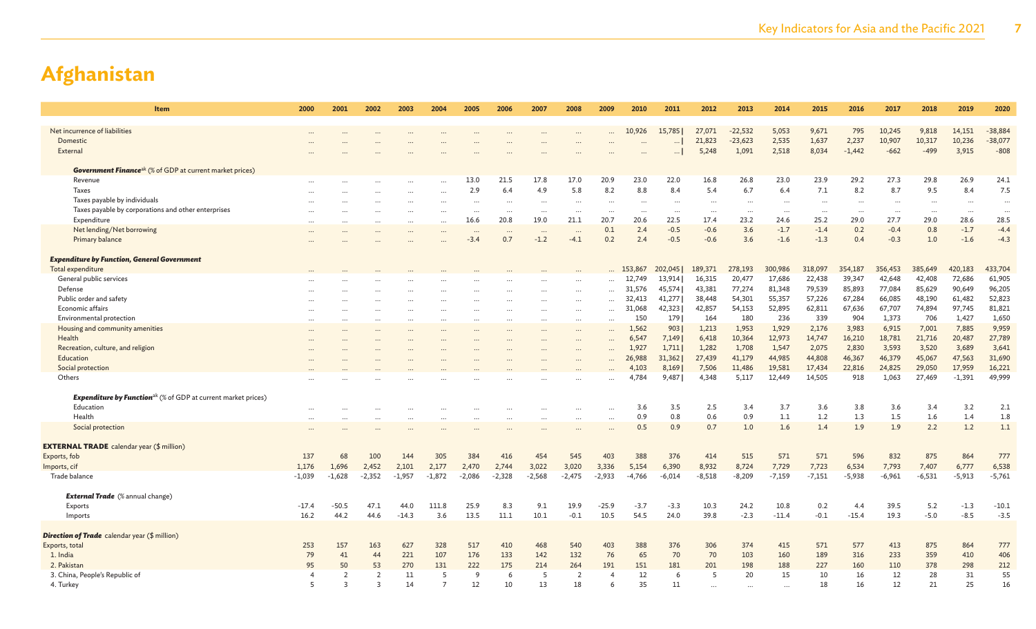# Afghanistan

| Item | 2000 | 2001 | 2002 | 2003 | 2004 | 2005 | 2006 | 2007 | 2008 | 2009 | 2010 | 2011 | 2012 | 2013 | 2014 | 2015 | 2016 | 2017 | 2018 | 2019 | 2020 |
|---|---|---|---|---|---|---|---|---|---|---|---|---|---|---|---|---|---|---|---|---|---|
| Net incurrence of liabilities | … | … | … | … | … | … | … | … | … | … | 10,926 | 15,785 \| | 27,071 | -22,532 | 5,053 | 9,671 | 795 | 10,245 | 9,818 | 14,151 | -38,884 |
| Domestic | … | … | … | … | … | … | … | … | … | … | … | … \| | 21,823 | -23,623 | 2,535 | 1,637 | 2,237 | 10,907 | 10,317 | 10,236 | -38,077 |
| External | … | … | … | … | … | … | … | … | … | … | … | … \| | 5,248 | 1,091 | 2,518 | 8,034 | -1,442 | -662 | -499 | 3,915 | -808 |
| ***Government Finance***[ak] (% of GDP at current market prices) | | | | | | | | | | | | | | | | | | | | | |
| Revenue | … | … | … | … | … | 13.0 | 21.5 | 17.8 | 17.0 | 20.9 | 23.0 | 22.0 | 16.8 | 26.8 | 23.0 | 23.9 | 29.2 | 27.3 | 29.8 | 26.9 | 24.1 |
| Taxes | … | … | … | … | … | 2.9 | 6.4 | 4.9 | 5.8 | 8.2 | 8.8 | 8.4 | 5.4 | 6.7 | 6.4 | 7.1 | 8.2 | 8.7 | 9.5 | 8.4 | 7.5 |
| Taxes payable by individuals | … | … | … | … | … | … | … | … | … | … | … | … | … | … | … | … | … | … | … | … | … |
| Taxes payable by corporations and other enterprises | … | … | … | … | … | … | … | … | … | … | … | … | … | … | … | … | … | … | … | … | … |
| Expenditure | … | … | … | … | … | 16.6 | 20.8 | 19.0 | 21.1 | 20.7 | 20.6 | 22.5 | 17.4 | 23.2 | 24.6 | 25.2 | 29.0 | 27.7 | 29.0 | 28.6 | 28.5 |
| Net lending/Net borrowing | … | … | … | … | … | … | … | … | … | 0.1 | 2.4 | -0.5 | -0.6 | 3.6 | -1.7 | -1.4 | 0.2 | -0.4 | 0.8 | -1.7 | -4.4 |
| Primary balance | … | … | … | … | … | -3.4 | 0.7 | -1.2 | -4.1 | 0.2 | 2.4 | -0.5 | -0.6 | 3.6 | -1.6 | -1.3 | 0.4 | -0.3 | 1.0 | -1.6 | -4.3 |
| ***Expenditure by Function, General Government*** | | | | | | | | | | | | | | | | | | | | | |
| Total expenditure | … | … | … | … | … | … | … | … | … | … | 153,867 | 202,045 \| | 189,371 | 278,193 | 300,986 | 318,097 | 354,187 | 356,453 | 385,649 | 420,183 | 433,704 |
| General public services | … | … | … | … | … | … | … | … | … | … | 12,749 | 13,914 \| | 16,315 | 20,477 | 17,686 | 22,438 | 39,347 | 42,648 | 42,408 | 72,686 | 61,905 |
| Defense | … | … | … | … | … | … | … | … | … | … | 31,576 | 45,574 \| | 43,381 | 77,274 | 81,348 | 79,539 | 85,893 | 77,084 | 85,629 | 90,649 | 96,205 |
| Public order and safety | … | … | … | … | … | … | … | … | … | … | 32,413 | 41,277 \| | 38,448 | 54,301 | 55,357 | 57,226 | 67,284 | 66,085 | 48,190 | 61,482 | 52,823 |
| Economic affairs | … | … | … | … | … | … | … | … | … | … | 31,068 | 42,323 \| | 42,857 | 54,153 | 52,895 | 62,811 | 67,636 | 67,707 | 74,894 | 97,745 | 81,821 |
| Environmental protection | … | … | … | … | … | … | … | … | … | … | 150 | 179 \| | 164 | 180 | 236 | 339 | 904 | 1,373 | 706 | 1,427 | 1,650 |
| Housing and community amenities | … | … | … | … | … | … | … | … | … | … | 1,562 | 903 \| | 1,213 | 1,953 | 1,929 | 2,176 | 3,983 | 6,915 | 7,001 | 7,885 | 9,959 |
| Health | … | … | … | … | … | … | … | … | … | … | 6,547 | 7,149 \| | 6,418 | 10,364 | 12,973 | 14,747 | 16,210 | 18,781 | 21,716 | 20,487 | 27,789 |
| Recreation, culture, and religion | … | … | … | … | … | … | … | … | … | … | 1,927 | 1,711 \| | 1,282 | 1,708 | 1,547 | 2,075 | 2,830 | 3,593 | 3,520 | 3,689 | 3,641 |
| Education | … | … | … | … | … | … | … | … | … | … | 26,988 | 31,362 \| | 27,439 | 41,179 | 44,985 | 44,808 | 46,367 | 46,379 | 45,067 | 47,563 | 31,690 |
| Social protection | … | … | … | … | … | … | … | … | … | … | 4,103 | 8,169 \| | 7,506 | 11,486 | 19,581 | 17,434 | 22,816 | 24,825 | 29,050 | 17,959 | 16,221 |
| Others | … | … | … | … | … | … | … | … | … | … | 4,784 | 9,487 \| | 4,348 | 5,117 | 12,449 | 14,505 | 918 | 1,063 | 27,469 | -1,391 | 49,999 |
| ***Expenditure by Function***[ak] (% of GDP at current market prices) | | | | | | | | | | | | | | | | | | | | | |
| Education | … | … | … | … | … | … | … | … | … | … | 3.6 | 3.5 | 2.5 | 3.4 | 3.7 | 3.6 | 3.8 | 3.6 | 3.4 | 3.2 | 2.1 |
| Health | … | … | … | … | … | … | … | … | … | … | 0.9 | 0.8 | 0.6 | 0.9 | 1.1 | 1.2 | 1.3 | 1.5 | 1.6 | 1.4 | 1.8 |
| Social protection | … | … | … | … | … | … | … | … | … | … | 0.5 | 0.9 | 0.7 | 1.0 | 1.6 | 1.4 | 1.9 | 1.9 | 2.2 | 1.2 | 1.1 |
| **EXTERNAL TRADE** calendar year ($ million) | | | | | | | | | | | | | | | | | | | | | |
| Exports, fob | 137 | 68 | 100 | 144 | 305 | 384 | 416 | 454 | 545 | 403 | 388 | 376 | 414 | 515 | 571 | 571 | 596 | 832 | 875 | 864 | 777 |
| Imports, cif | 1,176 | 1,696 | 2,452 | 2,101 | 2,177 | 2,470 | 2,744 | 3,022 | 3,020 | 3,336 | 5,154 | 6,390 | 8,932 | 8,724 | 7,729 | 7,723 | 6,534 | 7,793 | 7,407 | 6,777 | 6,538 |
| Trade balance | -1,039 | -1,628 | -2,352 | -1,957 | -1,872 | -2,086 | -2,328 | -2,568 | -2,475 | -2,933 | -4,766 | -6,014 | -8,518 | -8,209 | -7,159 | -7,151 | -5,938 | -6,961 | -6,531 | -5,913 | -5,761 |
| ***External Trade*** (% annual change) | | | | | | | | | | | | | | | | | | | | | |
| Exports | -17.4 | -50.5 | 47.1 | 44.0 | 111.8 | 25.9 | 8.3 | 9.1 | 19.9 | -25.9 | -3.7 | -3.3 | 10.3 | 24.2 | 10.8 | 0.2 | 4.4 | 39.5 | 5.2 | -1.3 | -10.1 |
| Imports | 16.2 | 44.2 | 44.6 | -14.3 | 3.6 | 13.5 | 11.1 | 10.1 | -0.1 | 10.5 | 54.5 | 24.0 | 39.8 | -2.3 | -11.4 | -0.1 | -15.4 | 19.3 | -5.0 | -8.5 | -3.5 |
| ***Direction of Trade*** calendar year ($ million) | | | | | | | | | | | | | | | | | | | | | |
| Exports, total | 253 | 157 | 163 | 627 | 328 | 517 | 410 | 468 | 540 | 403 | 388 | 376 | 306 | 374 | 415 | 571 | 577 | 413 | 875 | 864 | 777 |
| 1. India | 79 | 41 | 44 | 221 | 107 | 176 | 133 | 142 | 132 | 76 | 65 | 70 | 70 | 103 | 160 | 189 | 316 | 233 | 359 | 410 | 406 |
| 2. Pakistan | 95 | 50 | 53 | 270 | 131 | 222 | 175 | 214 | 264 | 191 | 151 | 181 | 201 | 198 | 188 | 227 | 160 | 110 | 378 | 298 | 212 |
| 3. China, People's Republic of | 4 | 2 | 2 | 11 | 5 | 9 | 6 | 5 | 2 | 4 | 12 | 6 | 5 | 20 | 15 | 10 | 16 | 12 | 28 | 31 | 55 |
| 4. Turkey | 5 | 3 | 3 | 14 | 7 | 12 | 10 | 13 | 18 | 6 | 35 | 11 | … | … | … | 18 | 16 | 12 | 21 | 25 | 16 |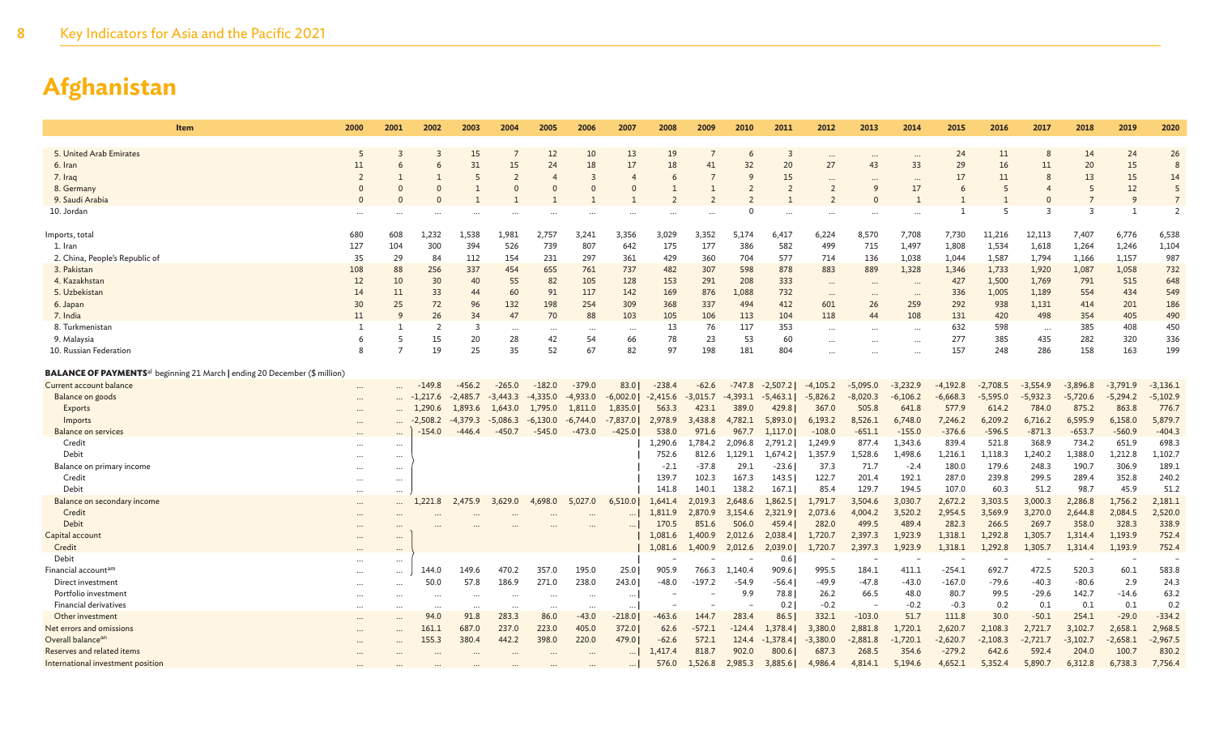# Afghanistan

| Item | 2000 | 2001 | 2002 | 2003 | 2004 | 2005 | 2006 | 2007 | 2008 | 2009 | 2010 | 2011 | 2012 | 2013 | 2014 | 2015 | 2016 | 2017 | 2018 | 2019 | 2020 |
|---|---|---|---|---|---|---|---|---|---|---|---|---|---|---|---|---|---|---|---|---|---|
| 5. United Arab Emirates | 5 | 3 | 3 | 15 | 7 | 12 | 10 | 13 | 19 | 7 | 6 | 3 | ... | ... | ... | 24 | 11 | 8 | 14 | 24 | 26 |
| 6. Iran | 11 | 6 | 6 | 31 | 15 | 24 | 18 | 17 | 18 | 41 | 32 | 20 | 27 | 43 | 33 | 29 | 16 | 11 | 20 | 15 | 8 |
| 7. Iraq | 2 | 1 | 1 | 5 | 2 | 4 | 3 | 4 | 6 | 7 | 9 | 15 | ... | ... | ... | 17 | 11 | 8 | 13 | 15 | 14 |
| 8. Germany | 0 | 0 | 0 | 1 | 0 | 0 | 0 | 0 | 1 | 1 | 2 | 2 | 2 | 9 | 17 | 6 | 5 | 4 | 5 | 12 | 5 |
| 9. Saudi Arabia | 0 | 0 | 0 | 1 | 1 | 1 | 1 | 1 | 2 | 2 | 2 | 1 | 2 | 0 | 1 | 1 | 1 | 0 | 7 | 9 | 7 |
| 10. Jordan | ... | ... | ... | ... | ... | ... | ... | ... | ... | ... | 0 | ... | ... | ... | ... | 1 | 5 | 3 | 3 | 1 | 2 |
| Imports, total | 680 | 608 | 1,232 | 1,538 | 1,981 | 2,757 | 3,241 | 3,356 | 3,029 | 3,352 | 5,174 | 6,417 | 6,224 | 8,570 | 7,708 | 7,730 | 11,216 | 12,113 | 7,407 | 6,776 | 6,538 |
| 1. Iran | 127 | 104 | 300 | 394 | 526 | 739 | 807 | 642 | 175 | 177 | 386 | 582 | 499 | 715 | 1,497 | 1,808 | 1,534 | 1,618 | 1,264 | 1,246 | 1,104 |
| 2. China, People's Republic of | 35 | 29 | 84 | 112 | 154 | 231 | 297 | 361 | 429 | 360 | 704 | 577 | 714 | 136 | 1,038 | 1,044 | 1,587 | 1,794 | 1,166 | 1,157 | 987 |
| 3. Pakistan | 108 | 88 | 256 | 337 | 454 | 655 | 761 | 737 | 482 | 307 | 598 | 878 | 883 | 889 | 1,328 | 1,346 | 1,733 | 1,920 | 1,087 | 1,058 | 732 |
| 4. Kazakhstan | 12 | 10 | 30 | 40 | 55 | 82 | 105 | 128 | 153 | 291 | 208 | 333 | ... | ... | ... | 427 | 1,500 | 1,769 | 791 | 515 | 648 |
| 5. Uzbekistan | 14 | 11 | 33 | 44 | 60 | 91 | 117 | 142 | 169 | 876 | 1,088 | 732 | ... | ... | ... | 336 | 1,005 | 1,189 | 554 | 434 | 549 |
| 6. Japan | 30 | 25 | 72 | 96 | 132 | 198 | 254 | 309 | 368 | 337 | 494 | 412 | 601 | 26 | 259 | 292 | 938 | 1,131 | 414 | 201 | 186 |
| 7. India | 11 | 9 | 26 | 34 | 47 | 70 | 88 | 103 | 105 | 106 | 113 | 104 | 118 | 44 | 108 | 131 | 420 | 498 | 354 | 405 | 490 |
| 8. Turkmenistan | 1 | 1 | 2 | 3 | ... | ... | ... | ... | 13 | 76 | 117 | 353 | ... | ... | ... | 632 | 598 | ... | 385 | 408 | 450 |
| 9. Malaysia | 6 | 5 | 15 | 20 | 28 | 42 | 54 | 66 | 78 | 23 | 53 | 60 | ... | ... | ... | 277 | 385 | 435 | 282 | 320 | 336 |
| 10. Russian Federation | 8 | 7 | 19 | 25 | 35 | 52 | 67 | 82 | 97 | 198 | 181 | 804 | ... | ... | ... | 157 | 248 | 286 | 158 | 163 | 199 |
| **BALANCE OF PAYMENTS**[al] beginning 21 March \| ending 20 December ($ million) | | | | | | | | | | | | | | | | | | | | | |
| Current account balance | ... | ... | -149.8 | -456.2 | -265.0 | -182.0 | -379.0 | 83.0 | -238.4 | -62.6 | -747.8 | -2,507.2 | -4,105.2 | -5,095.0 | -3,232.9 | -4,192.8 | -2,708.5 | -3,554.9 | -3,896.8 | -3,791.9 | -3,136.1 |
| Balance on goods | ... | ... | -1,217.6 | -2,485.7 | -3,443.3 | -4,335.0 | -4,933.0 | -6,002.0 | -2,415.6 | -3,015.7 | -4,393.1 | -5,463.1 | -5,826.2 | -8,020.3 | -6,106.2 | -6,668.3 | -5,595.0 | -5,932.3 | -5,720.6 | -5,294.2 | -5,102.9 |
| Exports | ... | ... | 1,290.6 | 1,893.6 | 1,643.0 | 1,795.0 | 1,811.0 | 1,835.0 | 563.3 | 423.1 | 389.0 | 429.8 | 367.0 | 505.8 | 641.8 | 577.9 | 614.2 | 784.0 | 875.2 | 863.8 | 776.7 |
| Imports | ... | ... | -2,508.2 | -4,379.3 | -5,086.3 | -6,130.0 | -6,744.0 | -7,837.0 | 2,978.9 | 3,438.8 | 4,782.1 | 5,893.0 | 6,193.2 | 8,526.1 | 6,748.0 | 7,246.2 | 6,209.2 | 6,716.2 | 6,595.9 | 6,158.0 | 5,879.7 |
| Balance on services | ... | ... | -154.0 | -446.4 | -450.7 | -545.0 | -473.0 | -425.0 | 538.0 | 971.6 | 967.7 | 1,117.0 | -108.0 | -651.1 | -155.0 | -376.6 | -596.5 | -871.3 | -653.7 | -560.9 | -404.3 |
| Credit | ... | ... | | | | | | | 1,290.6 | 1,784.2 | 2,096.8 | 2,791.2 | 1,249.9 | 877.4 | 1,343.6 | 839.4 | 521.8 | 368.9 | 734.2 | 651.9 | 698.3 |
| Debit | ... | ... | | | | | | | 752.6 | 812.6 | 1,129.1 | 1,674.2 | 1,357.9 | 1,528.6 | 1,498.6 | 1,216.1 | 1,118.3 | 1,240.2 | 1,388.0 | 1,212.8 | 1,102.7 |
| Balance on primary income | ... | ... | | | | | | | -2.1 | -37.8 | 29.1 | -23.6 | 37.3 | 71.7 | -2.4 | 180.0 | 179.6 | 248.3 | 190.7 | 306.9 | 189.1 |
| Credit | ... | ... | | | | | | | 139.7 | 102.3 | 167.3 | 143.5 | 122.7 | 201.4 | 192.1 | 287.0 | 239.8 | 299.5 | 289.4 | 352.8 | 240.2 |
| Debit | ... | ... | | | | | | | 141.8 | 140.1 | 138.2 | 167.1 | 85.4 | 129.7 | 194.5 | 107.0 | 60.3 | 51.2 | 98.7 | 45.9 | 51.2 |
| Balance on secondary income | ... | ... | 1,221.8 | 2,475.9 | 3,629.0 | 4,698.0 | 5,027.0 | 6,510.0 | 1,641.4 | 2,019.3 | 2,648.6 | 1,862.5 | 1,791.7 | 3,504.6 | 3,030.7 | 2,672.2 | 3,303.5 | 3,000.3 | 2,286.8 | 1,756.2 | 2,181.1 |
| Credit | ... | ... | ... | ... | ... | ... | ... | ... | 1,811.9 | 2,870.9 | 3,154.6 | 2,321.9 | 2,073.6 | 4,004.2 | 3,520.2 | 2,954.5 | 3,569.9 | 3,270.0 | 2,644.8 | 2,084.5 | 2,520.0 |
| Debit | ... | ... | ... | ... | ... | ... | ... | ... | 170.5 | 851.6 | 506.0 | 459.4 | 282.0 | 499.5 | 489.4 | 282.3 | 266.5 | 269.7 | 358.0 | 328.3 | 338.9 |
| Capital account | ... | ... | | | | | | | 1,081.6 | 1,400.9 | 2,012.6 | 2,038.4 | 1,720.7 | 2,397.3 | 1,923.9 | 1,318.1 | 1,292.8 | 1,305.7 | 1,314.4 | 1,193.9 | 752.4 |
| Credit | ... | ... | | | | | | | 1,081.6 | 1,400.9 | 2,012.6 | 2,039.0 | 1,720.7 | 2,397.3 | 1,923.9 | 1,318.1 | 1,292.8 | 1,305.7 | 1,314.4 | 1,193.9 | 752.4 |
| Debit | ... | ... | | | | | | | – | – | – | 0.6 | – | – | – | – | – | – | – | – | – |
| Financial account[am] | ... | ... | 144.0 | 149.6 | 470.2 | 357.0 | 195.0 | 25.0 | 905.9 | 766.3 | 1,140.4 | 909.6 | 995.5 | 184.1 | 411.1 | -254.1 | 692.7 | 472.5 | 520.3 | 60.1 | 583.8 |
| Direct investment | ... | ... | 50.0 | 57.8 | 186.9 | 271.0 | 238.0 | 243.0 | -48.0 | -197.2 | -54.9 | -56.4 | -49.9 | -47.8 | -43.0 | -167.0 | -79.6 | -40.3 | -80.6 | 2.9 | 24.3 |
| Portfolio investment | ... | ... | ... | ... | ... | ... | ... | ... | – | – | 9.9 | 78.8 | 26.2 | 66.5 | 48.0 | 80.7 | 99.5 | -29.6 | 142.7 | -14.6 | 63.2 |
| Financial derivatives | ... | ... | ... | ... | ... | ... | ... | ... | – | – | – | 0.2 | -0.2 | – | -0.2 | -0.3 | 0.2 | 0.1 | 0.1 | 0.1 | 0.2 |
| Other investment | ... | ... | 94.0 | 91.8 | 283.3 | 86.0 | -43.0 | -218.0 | -463.6 | 144.7 | 283.4 | 86.5 | 332.1 | -103.0 | 51.7 | 111.8 | 30.0 | -50.1 | 254.1 | -29.0 | -334.2 |
| Net errors and omissions | ... | ... | 161.1 | 687.0 | 237.0 | 223.0 | 405.0 | 372.0 | 62.6 | -572.1 | -124.4 | 1,378.4 | 3,380.0 | 2,881.8 | 1,720.1 | 2,620.7 | 2,108.3 | 2,721.7 | 3,102.7 | 2,658.1 | 2,968.5 |
| Overall balance[an] | ... | ... | 155.3 | 380.4 | 442.2 | 398.0 | 220.0 | 479.0 | -62.6 | 572.1 | 124.4 | -1,378.4 | -3,380.0 | -2,881.8 | -1,720.1 | -2,620.7 | -2,108.3 | -2,721.7 | -3,102.7 | -2,658.1 | -2,967.5 |
| Reserves and related items | ... | ... | ... | ... | ... | ... | ... | ... | 1,417.4 | 818.7 | 902.0 | 800.6 | 687.3 | 268.5 | 354.6 | -279.2 | 642.6 | 592.4 | 204.0 | 100.7 | 830.2 |
| International investment position | ... | ... | ... | ... | ... | ... | ... | ... | 576.0 | 1,526.8 | 2,985.3 | 3,885.6 | 4,986.4 | 4,814.1 | 5,194.6 | 4,652.1 | 5,352.4 | 5,890.7 | 6,312.8 | 6,738.3 | 7,756.4 |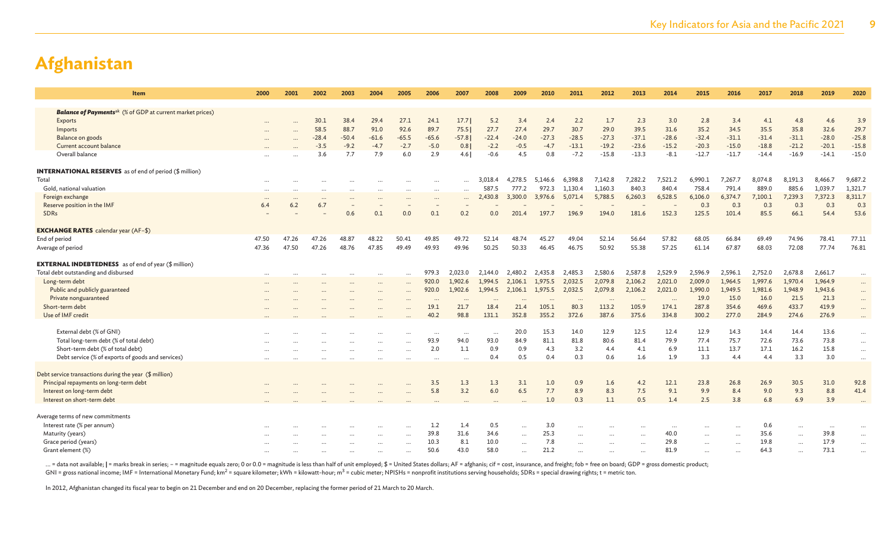# Afghanistan

| Item | 2000 | 2001 | 2002 | 2003 | 2004 | 2005 | 2006 | 2007 | 2008 | 2009 | 2010 | 2011 | 2012 | 2013 | 2014 | 2015 | 2016 | 2017 | 2018 | 2019 | 2020 |
|---|---|---|---|---|---|---|---|---|---|---|---|---|---|---|---|---|---|---|---|---|---|
| ***Balance of Payments***[ak] (% of GDP at current market prices) | | | | | | | | | | | | | | | | | | | | | |
| Exports | … | … | 30.1 | 38.4 | 29.4 | 27.1 | 24.1 | 17.7 \| | 5.2 | 3.4 | 2.4 | 2.2 | 1.7 | 2.3 | 3.0 | 2.8 | 3.4 | 4.1 | 4.8 | 4.6 | 3.9 |
| Imports | … | … | 58.5 | 88.7 | 91.0 | 92.6 | 89.7 | 75.5 \| | 27.7 | 27.4 | 29.7 | 30.7 | 29.0 | 39.5 | 31.6 | 35.2 | 34.5 | 35.5 | 35.8 | 32.6 | 29.7 |
| Balance on goods | … | … | -28.4 | -50.4 | -61.6 | -65.5 | -65.6 | -57.8 \| | -22.4 | -24.0 | -27.3 | -28.5 | -27.3 | -37.1 | -28.6 | -32.4 | -31.1 | -31.4 | -31.1 | -28.0 | -25.8 |
| Current account balance | … | … | -3.5 | -9.2 | -4.7 | -2.7 | -5.0 | 0.8 \| | -2.2 | -0.5 | -4.7 | -13.1 | -19.2 | -23.6 | -15.2 | -20.3 | -15.0 | -18.8 | -21.2 | -20.1 | -15.8 |
| Overall balance | … | … | 3.6 | 7.7 | 7.9 | 6.0 | 2.9 | 4.6 \| | -0.6 | 4.5 | 0.8 | -7.2 | -15.8 | -13.3 | -8.1 | -12.7 | -11.7 | -14.4 | -16.9 | -14.1 | -15.0 |
| **INTERNATIONAL RESERVES** as of end of period ($ million) | | | | | | | | | | | | | | | | | | | | | |
| Total | … | … | … | … | … | … | … | … | 3,018.4 | 4,278.5 | 5,146.6 | 6,398.8 | 7,142.8 | 7,282.2 | 7,521.2 | 6,990.1 | 7,267.7 | 8,074.8 | 8,191.3 | 8,466.7 | 9,687.2 |
| Gold, national valuation | … | … | … | … | … | … | … | … | 587.5 | 777.2 | 972.3 | 1,130.4 | 1,160.3 | 840.3 | 840.4 | 758.4 | 791.4 | 889.0 | 885.6 | 1,039.7 | 1,321.7 |
| Foreign exchange | … | … | … | … | … | … | … | … | 2,430.8 | 3,300.0 | 3,976.6 | 5,071.4 | 5,788.5 | 6,260.3 | 6,528.5 | 6,106.0 | 6,374.7 | 7,100.1 | 7,239.3 | 7,372.3 | 8,311.7 |
| Reserve position in the IMF | 6.4 | 6.2 | 6.7 | – | – | – | – | – | – | – | – | – | – | – | – | 0.3 | 0.3 | 0.3 | 0.3 | 0.3 | 0.3 |
| SDRs | – | – | – | 0.6 | 0.1 | 0.0 | 0.1 | 0.2 | 0.0 | 201.4 | 197.7 | 196.9 | 194.0 | 181.6 | 152.3 | 125.5 | 101.4 | 85.5 | 66.1 | 54.4 | 53.6 |
| **EXCHANGE RATES** calendar year (AF–$) | | | | | | | | | | | | | | | | | | | | | |
| End of period | 47.50 | 47.26 | 47.26 | 48.87 | 48.22 | 50.41 | 49.85 | 49.72 | 52.14 | 48.74 | 45.27 | 49.04 | 52.14 | 56.64 | 57.82 | 68.05 | 66.84 | 69.49 | 74.96 | 78.41 | 77.11 |
| Average of period | 47.36 | 47.50 | 47.26 | 48.76 | 47.85 | 49.49 | 49.93 | 49.96 | 50.25 | 50.33 | 46.45 | 46.75 | 50.92 | 55.38 | 57.25 | 61.14 | 67.87 | 68.03 | 72.08 | 77.74 | 76.81 |
| **EXTERNAL INDEBTEDNESS** as of end of year ($ million) | | | | | | | | | | | | | | | | | | | | | |
| Total debt outstanding and disbursed | … | … | … | … | … | … | 979.3 | 2,023.0 | 2,144.0 | 2,480.2 | 2,435.8 | 2,485.3 | 2,580.6 | 2,587.8 | 2,529.9 | 2,596.9 | 2,596.1 | 2,752.0 | 2,678.8 | 2,661.7 | … |
| Long-term debt | … | … | … | … | … | … | 920.0 | 1,902.6 | 1,994.5 | 2,106.1 | 1,975.5 | 2,032.5 | 2,079.8 | 2,106.2 | 2,021.0 | 2,009.0 | 1,964.5 | 1,997.6 | 1,970.4 | 1,964.9 | … |
| Public and publicly guaranteed | … | … | … | … | … | … | 920.0 | 1,902.6 | 1,994.5 | 2,106.1 | 1,975.5 | 2,032.5 | 2,079.8 | 2,106.2 | 2,021.0 | 1,990.0 | 1,949.5 | 1,981.6 | 1,948.9 | 1,943.6 | … |
| Private nonguaranteed | … | … | … | … | … | … | … | … | … | … | … | … | … | … | … | 19.0 | 15.0 | 16.0 | 21.5 | 21.3 | … |
| Short-term debt | … | … | … | … | … | … | 19.1 | 21.7 | 18.4 | 21.4 | 105.1 | 80.3 | 113.2 | 105.9 | 174.1 | 287.8 | 354.6 | 469.6 | 433.7 | 419.9 | … |
| Use of IMF credit | … | … | … | … | … | … | 40.2 | 98.8 | 131.1 | 352.8 | 355.2 | 372.6 | 387.6 | 375.6 | 334.8 | 300.2 | 277.0 | 284.9 | 274.6 | 276.9 | … |
| External debt (% of GNI) | … | … | … | … | … | … | … | … | … | 20.0 | 15.3 | 14.0 | 12.9 | 12.5 | 12.4 | 12.9 | 14.3 | 14.4 | 14.4 | 13.6 | … |
| Total long-term debt (% of total debt) | … | … | … | … | … | … | 93.9 | 94.0 | 93.0 | 84.9 | 81.1 | 81.8 | 80.6 | 81.4 | 79.9 | 77.4 | 75.7 | 72.6 | 73.6 | 73.8 | … |
| Short-term debt (% of total debt) | … | … | … | … | … | … | 2.0 | 1.1 | 0.9 | 0.9 | 4.3 | 3.2 | 4.4 | 4.1 | 6.9 | 11.1 | 13.7 | 17.1 | 16.2 | 15.8 | … |
| Debt service (% of exports of goods and services) | … | … | … | … | … | … | … | … | 0.4 | 0.5 | 0.4 | 0.3 | 0.6 | 1.6 | 1.9 | 3.3 | 4.4 | 4.4 | 3.3 | 3.0 | … |
| Debt service transactions during the year ($ million) | | | | | | | | | | | | | | | | | | | | | |
| Principal repayments on long-term debt | … | … | … | … | … | … | 3.5 | 1.3 | 1.3 | 3.1 | 1.0 | 0.9 | 1.6 | 4.2 | 12.1 | 23.8 | 26.8 | 26.9 | 30.5 | 31.0 | 92.8 |
| Interest on long-term debt | … | … | … | … | … | … | 5.8 | 3.2 | 6.0 | 6.5 | 7.7 | 8.9 | 8.3 | 7.5 | 9.1 | 9.9 | 8.4 | 9.0 | 9.3 | 8.8 | 41.4 |
| Interest on short-term debt | … | … | … | … | … | … | … | … | … | … | 1.0 | 0.3 | 1.1 | 0.5 | 1.4 | 2.5 | 3.8 | 6.8 | 6.9 | 3.9 | … |
| Average terms of new commitments | | | | | | | | | | | | | | | | | | | | | |
| Interest rate (% per annum) | … | … | … | … | … | … | 1.2 | 1.4 | 0.5 | … | 3.0 | … | … | … | … | … | … | 0.6 | … | … | … |
| Maturity (years) | … | … | … | … | … | … | 39.8 | 31.6 | 34.6 | … | 25.3 | … | … | … | 40.0 | … | … | 35.6 | … | 39.8 | … |
| Grace period (years) | … | … | … | … | … | … | 10.3 | 8.1 | 10.0 | … | 7.8 | … | … | … | 29.8 | … | … | 19.8 | … | 17.9 | … |
| Grant element (%) | … | … | … | … | … | … | 50.6 | 43.0 | 58.0 | … | 21.2 | … | … | … | 81.9 | … | … | 64.3 | … | 73.1 | … |

… = data not available; | = marks break in series; – = magnitude equals zero; 0 or 0.0 = magnitude is less than half of unit employed; $ = United States dollars; AF = afghanis; cif = cost, insurance, and freight; fob = free on board; GDP = gross domestic product; GNI = gross national income; IMF = International Monetary Fund; $km^2$ = square kilometer; kWh = kilowatt-hour; $m^3$ = cubic meter; NPISHs = nonprofit institutions serving households; SDRs = special drawing rights; t = metric ton.

In 2012, Afghanistan changed its fiscal year to begin on 21 December and end on 20 December, replacing the former period of 21 March to 20 March.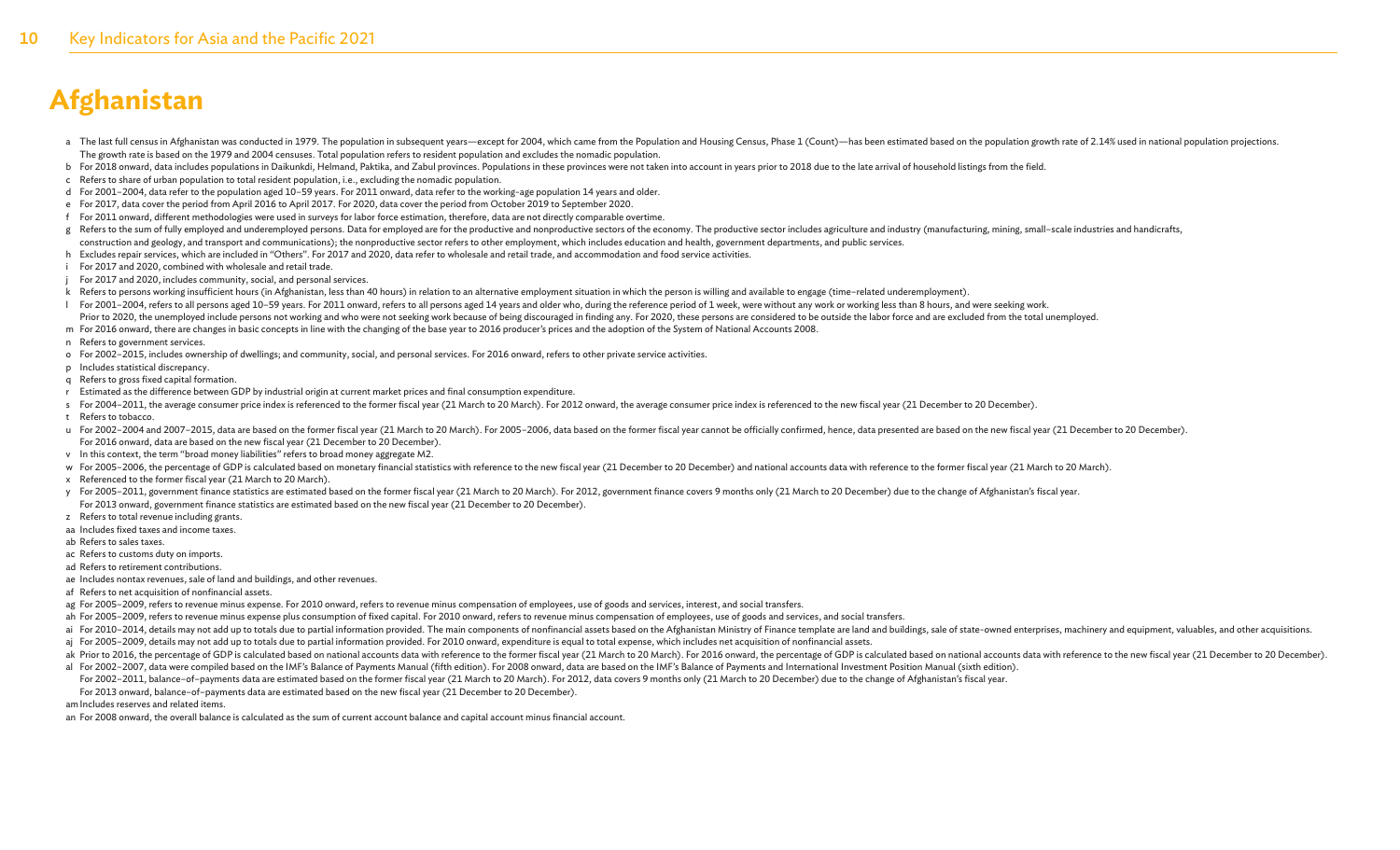# Afghanistan

a The last full census in Afghanistan was conducted in 1979. The population in subsequent years—except for 2004, which came from the Population and Housing Census, Phase 1 (Count)—has been estimated based on the population growth rate of 2.14% used in national population projections. The growth rate is based on the 1979 and 2004 censuses. Total population refers to resident population and excludes the nomadic population.

b For 2018 onward, data includes populations in Daikunkdi, Helmand, Paktika, and Zabul provinces. Populations in these provinces were not taken into account in years prior to 2018 due to the late arrival of household listings from the field.

c Refers to share of urban population to total resident population, i.e., excluding the nomadic population.

d For 2001–2004, data refer to the population aged 10–59 years. For 2011 onward, data refer to the working-age population 14 years and older.

e For 2017, data cover the period from April 2016 to April 2017. For 2020, data cover the period from October 2019 to September 2020.

f For 2011 onward, different methodologies were used in surveys for labor force estimation, therefore, data are not directly comparable overtime.

g Refers to the sum of fully employed and underemployed persons. Data for employed are for the productive and nonproductive sectors of the economy. The productive sector includes agriculture and industry (manufacturing, mining, small–scale industries and handicrafts, construction and geology, and transport and communications); the nonproductive sector refers to other employment, which includes education and health, government departments, and public services.

h Excludes repair services, which are included in "Others". For 2017 and 2020, data refer to wholesale and retail trade, and accommodation and food service activities.

i For 2017 and 2020, combined with wholesale and retail trade.

j For 2017 and 2020, includes community, social, and personal services.

k Refers to persons working insufficient hours (in Afghanistan, less than 40 hours) in relation to an alternative employment situation in which the person is willing and available to engage (time–related underemployment).

l For 2001–2004, refers to all persons aged 10–59 years. For 2011 onward, refers to all persons aged 14 years and older who, during the reference period of 1 week, were without any work or working less than 8 hours, and were seeking work. Prior to 2020, the unemployed include persons not working and who were not seeking work because of being discouraged in finding any. For 2020, these persons are considered to be outside the labor force and are excluded from the total unemployed.

m For 2016 onward, there are changes in basic concepts in line with the changing of the base year to 2016 producer's prices and the adoption of the System of National Accounts 2008.

n Refers to government services.

o For 2002–2015, includes ownership of dwellings; and community, social, and personal services. For 2016 onward, refers to other private service activities.

p Includes statistical discrepancy.

q Refers to gross fixed capital formation.

r Estimated as the difference between GDP by industrial origin at current market prices and final consumption expenditure.

s For 2004–2011, the average consumer price index is referenced to the former fiscal year (21 March to 20 March). For 2012 onward, the average consumer price index is referenced to the new fiscal year (21 December to 20 December).

t Refers to tobacco.

u For 2002–2004 and 2007–2015, data are based on the former fiscal year (21 March to 20 March). For 2005–2006, data based on the former fiscal year cannot be officially confirmed, hence, data presented are based on the new fiscal year (21 December to 20 December). For 2016 onward, data are based on the new fiscal year (21 December to 20 December).

v In this context, the term "broad money liabilities" refers to broad money aggregate M2.

w For 2005–2006, the percentage of GDP is calculated based on monetary financial statistics with reference to the new fiscal year (21 December to 20 December) and national accounts data with reference to the former fiscal year (21 March to 20 March).

x Referenced to the former fiscal year (21 March to 20 March).

y For 2005–2011, government finance statistics are estimated based on the former fiscal year (21 March to 20 March). For 2012, government finance covers 9 months only (21 March to 20 December) due to the change of Afghanistan's fiscal year. For 2013 onward, government finance statistics are estimated based on the new fiscal year (21 December to 20 December).

z Refers to total revenue including grants.

aa Includes fixed taxes and income taxes.

ab Refers to sales taxes.

ac Refers to customs duty on imports.

ad Refers to retirement contributions.

ae Includes nontax revenues, sale of land and buildings, and other revenues.

af Refers to net acquisition of nonfinancial assets.

ag For 2005–2009, refers to revenue minus expense. For 2010 onward, refers to revenue minus compensation of employees, use of goods and services, interest, and social transfers.

ah For 2005–2009, refers to revenue minus expense plus consumption of fixed capital. For 2010 onward, refers to revenue minus compensation of employees, use of goods and services, and social transfers.

ai For 2010–2014, details may not add up to totals due to partial information provided. The main components of nonfinancial assets based on the Afghanistan Ministry of Finance template are land and buildings, sale of state-owned enterprises, machinery and equipment, valuables, and other acquisitions.

aj For 2005–2009, details may not add up to totals due to partial information provided. For 2010 onward, expenditure is equal to total expense, which includes net acquisition of nonfinancial assets.

ak Prior to 2016, the percentage of GDP is calculated based on national accounts data with reference to the former fiscal year (21 March to 20 March). For 2016 onward, the percentage of GDP is calculated based on national accounts data with reference to the new fiscal year (21 December to 20 December).

al For 2002–2007, data were compiled based on the IMF's Balance of Payments Manual (fifth edition). For 2008 onward, data are based on the IMF's Balance of Payments and International Investment Position Manual (sixth edition). For 2002–2011, balance–of–payments data are estimated based on the former fiscal year (21 March to 20 March). For 2012, data covers 9 months only (21 March to 20 December) due to the change of Afghanistan's fiscal year. For 2013 onward, balance–of–payments data are estimated based on the new fiscal year (21 December to 20 December).

am Includes reserves and related items.

an For 2008 onward, the overall balance is calculated as the sum of current account balance and capital account minus financial account.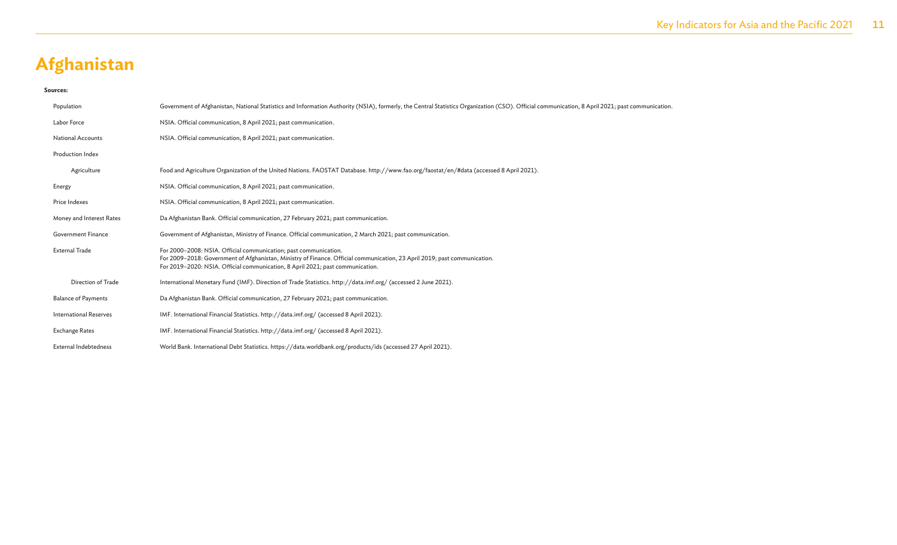# Afghanistan

**Sources:**

| | |
|---|---|
| Population | Government of Afghanistan, National Statistics and Information Authority (NSIA), formerly, the Central Statistics Organization (CSO). Official communication, 8 April 2021; past communication. |
| Labor Force | NSIA. Official communication, 8 April 2021; past communication. |
| National Accounts | NSIA. Official communication, 8 April 2021; past communication. |
| Production Index | |
| Agriculture | Food and Agriculture Organization of the United Nations. FAOSTAT Database. http://www.fao.org/faostat/en/#data (accessed 8 April 2021). |
| Energy | NSIA. Official communication, 8 April 2021; past communication. |
| Price Indexes | NSIA. Official communication, 8 April 2021; past communication. |
| Money and Interest Rates | Da Afghanistan Bank. Official communication, 27 February 2021; past communication. |
| Government Finance | Government of Afghanistan, Ministry of Finance. Official communication, 2 March 2021; past communication. |
| External Trade | For 2000–2008: NSIA. Official communication; past communication.<br>For 2009–2018: Government of Afghanistan, Ministry of Finance. Official communication, 23 April 2019; past communication.<br>For 2019–2020: NSIA. Official communication, 8 April 2021; past communication. |
| Direction of Trade | International Monetary Fund (IMF). Direction of Trade Statistics. http://data.imf.org/ (accessed 2 June 2021). |
| Balance of Payments | Da Afghanistan Bank. Official communication, 27 February 2021; past communication. |
| International Reserves | IMF. International Financial Statistics. http://data.imf.org/ (accessed 8 April 2021). |
| Exchange Rates | IMF. International Financial Statistics. http://data.imf.org/ (accessed 8 April 2021). |
| External Indebtedness | World Bank. International Debt Statistics. https://data.worldbank.org/products/ids (accessed 27 April 2021). |